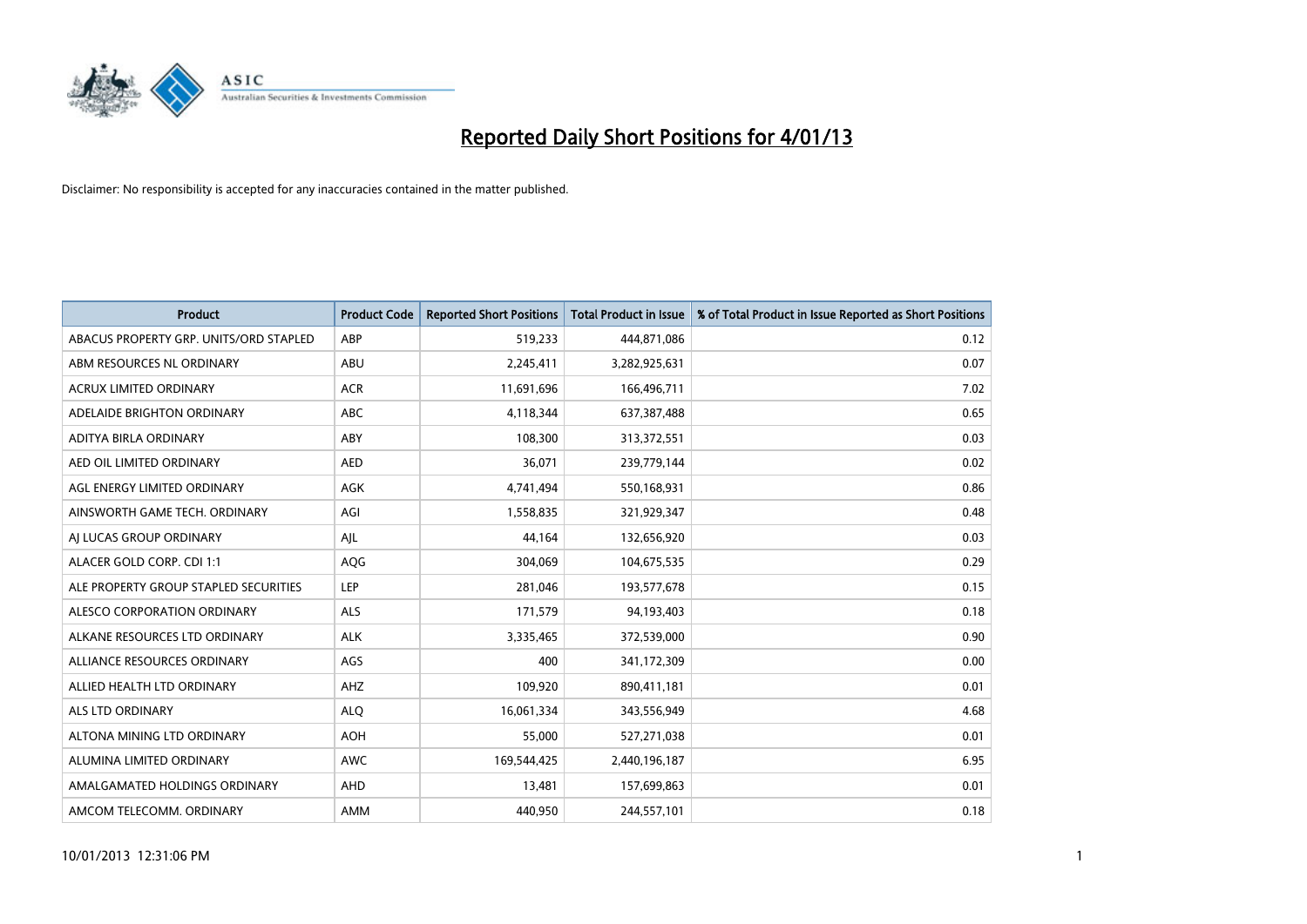# Reported Daily Short Positions for 4/01/13

Disclaimer: No responsibility is accepted for any inaccuracies contained in the matter published.

| Product | Product Code | Reported Short Positions | Total Product in Issue | % of Total Product in Issue Reported as Short Positions |
|---|---|---|---|---|
| ABACUS PROPERTY GRP. UNITS/ORD STAPLED | ABP | 519,233 | 444,871,086 | 0.12 |
| ABM RESOURCES NL ORDINARY | ABU | 2,245,411 | 3,282,925,631 | 0.07 |
| ACRUX LIMITED ORDINARY | ACR | 11,691,696 | 166,496,711 | 7.02 |
| ADELAIDE BRIGHTON ORDINARY | ABC | 4,118,344 | 637,387,488 | 0.65 |
| ADITYA BIRLA ORDINARY | ABY | 108,300 | 313,372,551 | 0.03 |
| AED OIL LIMITED ORDINARY | AED | 36,071 | 239,779,144 | 0.02 |
| AGL ENERGY LIMITED ORDINARY | AGK | 4,741,494 | 550,168,931 | 0.86 |
| AINSWORTH GAME TECH. ORDINARY | AGI | 1,558,835 | 321,929,347 | 0.48 |
| AJ LUCAS GROUP ORDINARY | AJL | 44,164 | 132,656,920 | 0.03 |
| ALACER GOLD CORP. CDI 1:1 | AQG | 304,069 | 104,675,535 | 0.29 |
| ALE PROPERTY GROUP STAPLED SECURITIES | LEP | 281,046 | 193,577,678 | 0.15 |
| ALESCO CORPORATION ORDINARY | ALS | 171,579 | 94,193,403 | 0.18 |
| ALKANE RESOURCES LTD ORDINARY | ALK | 3,335,465 | 372,539,000 | 0.90 |
| ALLIANCE RESOURCES ORDINARY | AGS | 400 | 341,172,309 | 0.00 |
| ALLIED HEALTH LTD ORDINARY | AHZ | 109,920 | 890,411,181 | 0.01 |
| ALS LTD ORDINARY | ALQ | 16,061,334 | 343,556,949 | 4.68 |
| ALTONA MINING LTD ORDINARY | AOH | 55,000 | 527,271,038 | 0.01 |
| ALUMINA LIMITED ORDINARY | AWC | 169,544,425 | 2,440,196,187 | 6.95 |
| AMALGAMATED HOLDINGS ORDINARY | AHD | 13,481 | 157,699,863 | 0.01 |
| AMCOM TELECOMM. ORDINARY | AMM | 440,950 | 244,557,101 | 0.18 |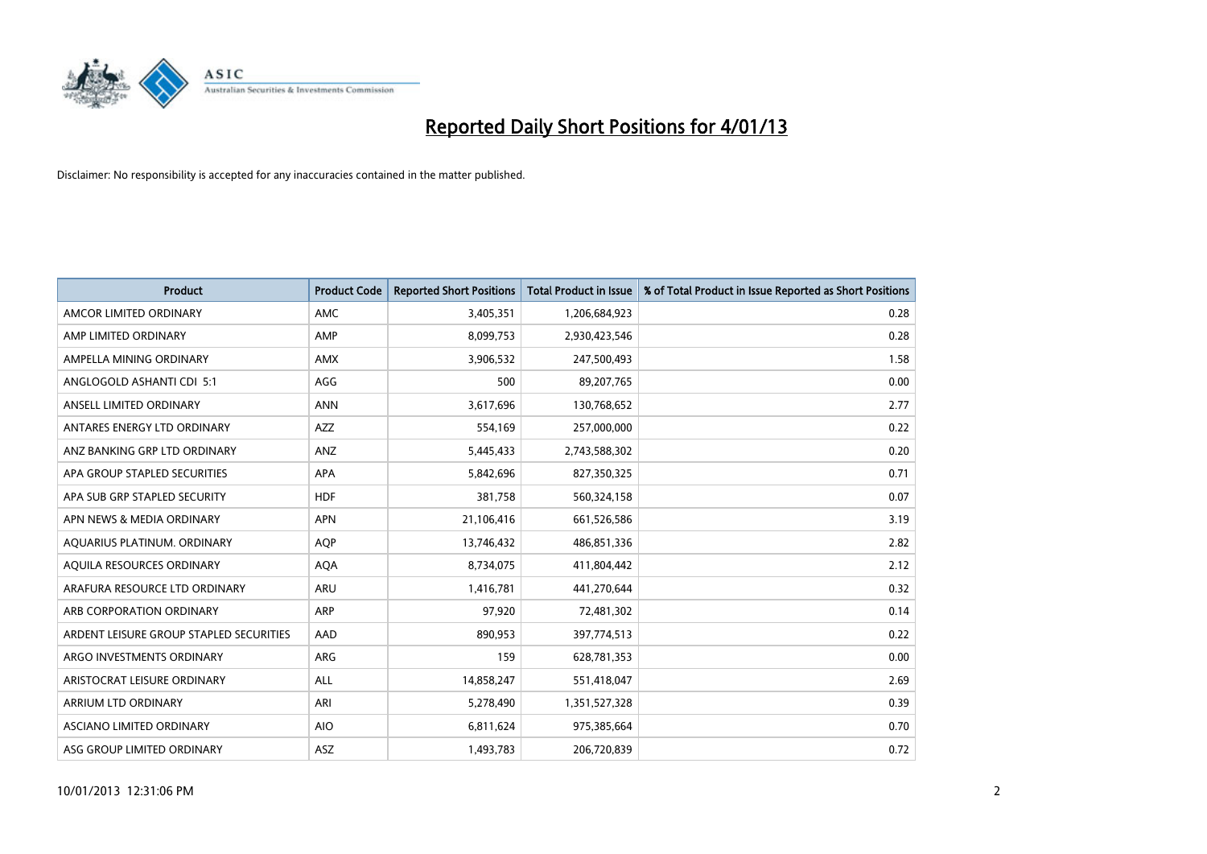# Reported Daily Short Positions for 4/01/13

Disclaimer: No responsibility is accepted for any inaccuracies contained in the matter published.

| Product | Product Code | Reported Short Positions | Total Product in Issue | % of Total Product in Issue Reported as Short Positions |
|---|---|---|---|---|
| AMCOR LIMITED ORDINARY | AMC | 3,405,351 | 1,206,684,923 | 0.28 |
| AMP LIMITED ORDINARY | AMP | 8,099,753 | 2,930,423,546 | 0.28 |
| AMPELLA MINING ORDINARY | AMX | 3,906,532 | 247,500,493 | 1.58 |
| ANGLOGOLD ASHANTI CDI 5:1 | AGG | 500 | 89,207,765 | 0.00 |
| ANSELL LIMITED ORDINARY | ANN | 3,617,696 | 130,768,652 | 2.77 |
| ANTARES ENERGY LTD ORDINARY | AZZ | 554,169 | 257,000,000 | 0.22 |
| ANZ BANKING GRP LTD ORDINARY | ANZ | 5,445,433 | 2,743,588,302 | 0.20 |
| APA GROUP STAPLED SECURITIES | APA | 5,842,696 | 827,350,325 | 0.71 |
| APA SUB GRP STAPLED SECURITY | HDF | 381,758 | 560,324,158 | 0.07 |
| APN NEWS & MEDIA ORDINARY | APN | 21,106,416 | 661,526,586 | 3.19 |
| AQUARIUS PLATINUM. ORDINARY | AQP | 13,746,432 | 486,851,336 | 2.82 |
| AQUILA RESOURCES ORDINARY | AQA | 8,734,075 | 411,804,442 | 2.12 |
| ARAFURA RESOURCE LTD ORDINARY | ARU | 1,416,781 | 441,270,644 | 0.32 |
| ARB CORPORATION ORDINARY | ARP | 97,920 | 72,481,302 | 0.14 |
| ARDENT LEISURE GROUP STAPLED SECURITIES | AAD | 890,953 | 397,774,513 | 0.22 |
| ARGO INVESTMENTS ORDINARY | ARG | 159 | 628,781,353 | 0.00 |
| ARISTOCRAT LEISURE ORDINARY | ALL | 14,858,247 | 551,418,047 | 2.69 |
| ARRIUM LTD ORDINARY | ARI | 5,278,490 | 1,351,527,328 | 0.39 |
| ASCIANO LIMITED ORDINARY | AIO | 6,811,624 | 975,385,664 | 0.70 |
| ASG GROUP LIMITED ORDINARY | ASZ | 1,493,783 | 206,720,839 | 0.72 |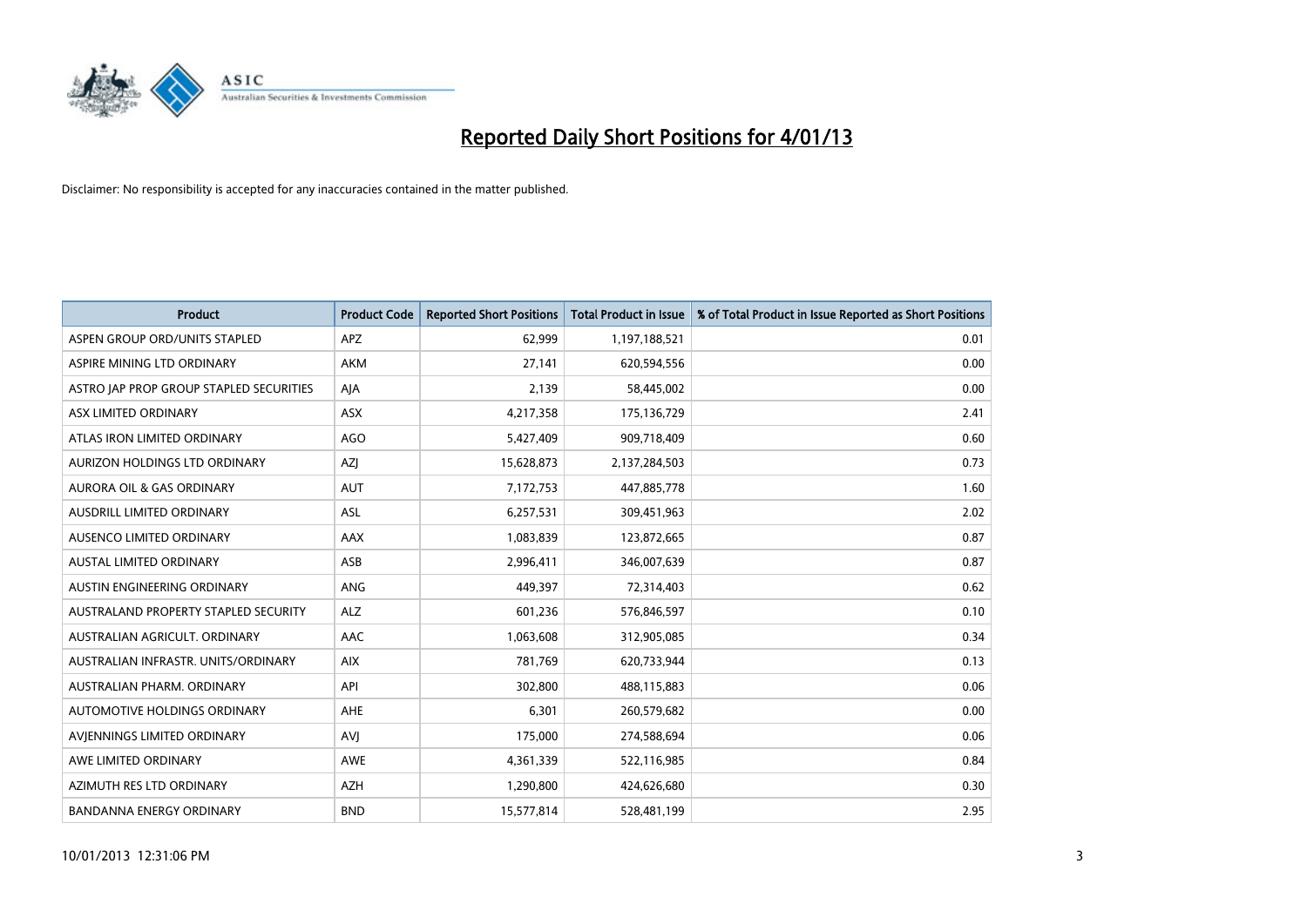# Reported Daily Short Positions for 4/01/13

Disclaimer: No responsibility is accepted for any inaccuracies contained in the matter published.

| Product | Product Code | Reported Short Positions | Total Product in Issue | % of Total Product in Issue Reported as Short Positions |
|---|---|---|---|---|
| ASPEN GROUP ORD/UNITS STAPLED | APZ | 62,999 | 1,197,188,521 | 0.01 |
| ASPIRE MINING LTD ORDINARY | AKM | 27,141 | 620,594,556 | 0.00 |
| ASTRO JAP PROP GROUP STAPLED SECURITIES | AJA | 2,139 | 58,445,002 | 0.00 |
| ASX LIMITED ORDINARY | ASX | 4,217,358 | 175,136,729 | 2.41 |
| ATLAS IRON LIMITED ORDINARY | AGO | 5,427,409 | 909,718,409 | 0.60 |
| AURIZON HOLDINGS LTD ORDINARY | AZJ | 15,628,873 | 2,137,284,503 | 0.73 |
| AURORA OIL & GAS ORDINARY | AUT | 7,172,753 | 447,885,778 | 1.60 |
| AUSDRILL LIMITED ORDINARY | ASL | 6,257,531 | 309,451,963 | 2.02 |
| AUSENCO LIMITED ORDINARY | AAX | 1,083,839 | 123,872,665 | 0.87 |
| AUSTAL LIMITED ORDINARY | ASB | 2,996,411 | 346,007,639 | 0.87 |
| AUSTIN ENGINEERING ORDINARY | ANG | 449,397 | 72,314,403 | 0.62 |
| AUSTRALAND PROPERTY STAPLED SECURITY | ALZ | 601,236 | 576,846,597 | 0.10 |
| AUSTRALIAN AGRICULT. ORDINARY | AAC | 1,063,608 | 312,905,085 | 0.34 |
| AUSTRALIAN INFRASTR. UNITS/ORDINARY | AIX | 781,769 | 620,733,944 | 0.13 |
| AUSTRALIAN PHARM. ORDINARY | API | 302,800 | 488,115,883 | 0.06 |
| AUTOMOTIVE HOLDINGS ORDINARY | AHE | 6,301 | 260,579,682 | 0.00 |
| AVJENNINGS LIMITED ORDINARY | AVJ | 175,000 | 274,588,694 | 0.06 |
| AWE LIMITED ORDINARY | AWE | 4,361,339 | 522,116,985 | 0.84 |
| AZIMUTH RES LTD ORDINARY | AZH | 1,290,800 | 424,626,680 | 0.30 |
| BANDANNA ENERGY ORDINARY | BND | 15,577,814 | 528,481,199 | 2.95 |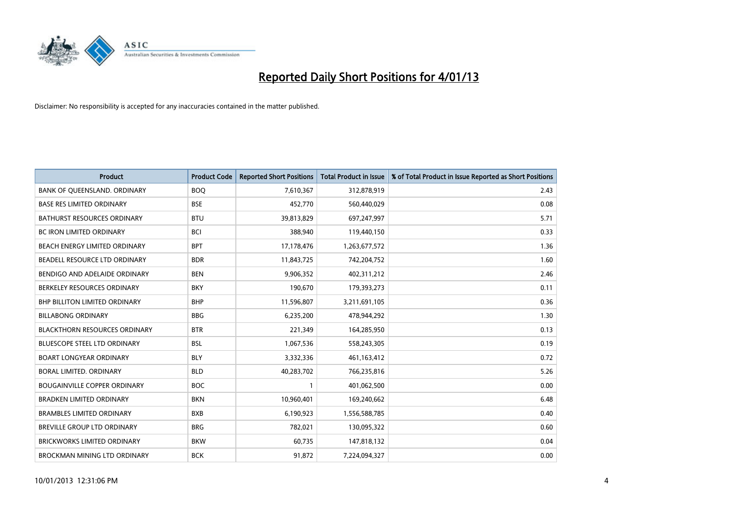# Reported Daily Short Positions for 4/01/13

Disclaimer: No responsibility is accepted for any inaccuracies contained in the matter published.

| Product | Product Code | Reported Short Positions | Total Product in Issue | % of Total Product in Issue Reported as Short Positions |
|---|---|---|---|---|
| BANK OF QUEENSLAND. ORDINARY | BOQ | 7,610,367 | 312,878,919 | 2.43 |
| BASE RES LIMITED ORDINARY | BSE | 452,770 | 560,440,029 | 0.08 |
| BATHURST RESOURCES ORDINARY | BTU | 39,813,829 | 697,247,997 | 5.71 |
| BC IRON LIMITED ORDINARY | BCI | 388,940 | 119,440,150 | 0.33 |
| BEACH ENERGY LIMITED ORDINARY | BPT | 17,178,476 | 1,263,677,572 | 1.36 |
| BEADELL RESOURCE LTD ORDINARY | BDR | 11,843,725 | 742,204,752 | 1.60 |
| BENDIGO AND ADELAIDE ORDINARY | BEN | 9,906,352 | 402,311,212 | 2.46 |
| BERKELEY RESOURCES ORDINARY | BKY | 190,670 | 179,393,273 | 0.11 |
| BHP BILLITON LIMITED ORDINARY | BHP | 11,596,807 | 3,211,691,105 | 0.36 |
| BILLABONG ORDINARY | BBG | 6,235,200 | 478,944,292 | 1.30 |
| BLACKTHORN RESOURCES ORDINARY | BTR | 221,349 | 164,285,950 | 0.13 |
| BLUESCOPE STEEL LTD ORDINARY | BSL | 1,067,536 | 558,243,305 | 0.19 |
| BOART LONGYEAR ORDINARY | BLY | 3,332,336 | 461,163,412 | 0.72 |
| BORAL LIMITED. ORDINARY | BLD | 40,283,702 | 766,235,816 | 5.26 |
| BOUGAINVILLE COPPER ORDINARY | BOC | 1 | 401,062,500 | 0.00 |
| BRADKEN LIMITED ORDINARY | BKN | 10,960,401 | 169,240,662 | 6.48 |
| BRAMBLES LIMITED ORDINARY | BXB | 6,190,923 | 1,556,588,785 | 0.40 |
| BREVILLE GROUP LTD ORDINARY | BRG | 782,021 | 130,095,322 | 0.60 |
| BRICKWORKS LIMITED ORDINARY | BKW | 60,735 | 147,818,132 | 0.04 |
| BROCKMAN MINING LTD ORDINARY | BCK | 91,872 | 7,224,094,327 | 0.00 |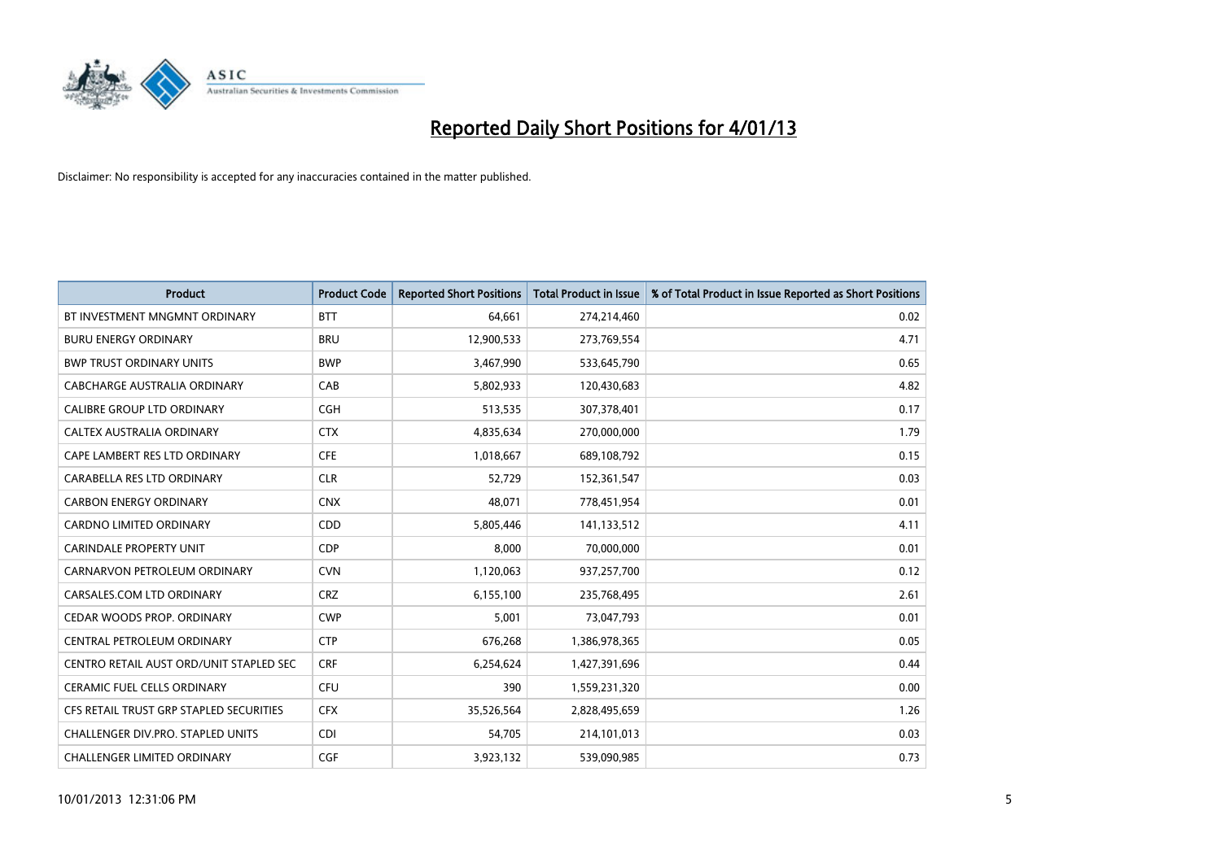# Reported Daily Short Positions for 4/01/13

Disclaimer: No responsibility is accepted for any inaccuracies contained in the matter published.

| Product | Product Code | Reported Short Positions | Total Product in Issue | % of Total Product in Issue Reported as Short Positions |
|---|---|---|---|---|
| BT INVESTMENT MNGMNT ORDINARY | BTT | 64,661 | 274,214,460 | 0.02 |
| BURU ENERGY ORDINARY | BRU | 12,900,533 | 273,769,554 | 4.71 |
| BWP TRUST ORDINARY UNITS | BWP | 3,467,990 | 533,645,790 | 0.65 |
| CABCHARGE AUSTRALIA ORDINARY | CAB | 5,802,933 | 120,430,683 | 4.82 |
| CALIBRE GROUP LTD ORDINARY | CGH | 513,535 | 307,378,401 | 0.17 |
| CALTEX AUSTRALIA ORDINARY | CTX | 4,835,634 | 270,000,000 | 1.79 |
| CAPE LAMBERT RES LTD ORDINARY | CFE | 1,018,667 | 689,108,792 | 0.15 |
| CARABELLA RES LTD ORDINARY | CLR | 52,729 | 152,361,547 | 0.03 |
| CARBON ENERGY ORDINARY | CNX | 48,071 | 778,451,954 | 0.01 |
| CARDNO LIMITED ORDINARY | CDD | 5,805,446 | 141,133,512 | 4.11 |
| CARINDALE PROPERTY UNIT | CDP | 8,000 | 70,000,000 | 0.01 |
| CARNARVON PETROLEUM ORDINARY | CVN | 1,120,063 | 937,257,700 | 0.12 |
| CARSALES.COM LTD ORDINARY | CRZ | 6,155,100 | 235,768,495 | 2.61 |
| CEDAR WOODS PROP. ORDINARY | CWP | 5,001 | 73,047,793 | 0.01 |
| CENTRAL PETROLEUM ORDINARY | CTP | 676,268 | 1,386,978,365 | 0.05 |
| CENTRO RETAIL AUST ORD/UNIT STAPLED SEC | CRF | 6,254,624 | 1,427,391,696 | 0.44 |
| CERAMIC FUEL CELLS ORDINARY | CFU | 390 | 1,559,231,320 | 0.00 |
| CFS RETAIL TRUST GRP STAPLED SECURITIES | CFX | 35,526,564 | 2,828,495,659 | 1.26 |
| CHALLENGER DIV.PRO. STAPLED UNITS | CDI | 54,705 | 214,101,013 | 0.03 |
| CHALLENGER LIMITED ORDINARY | CGF | 3,923,132 | 539,090,985 | 0.73 |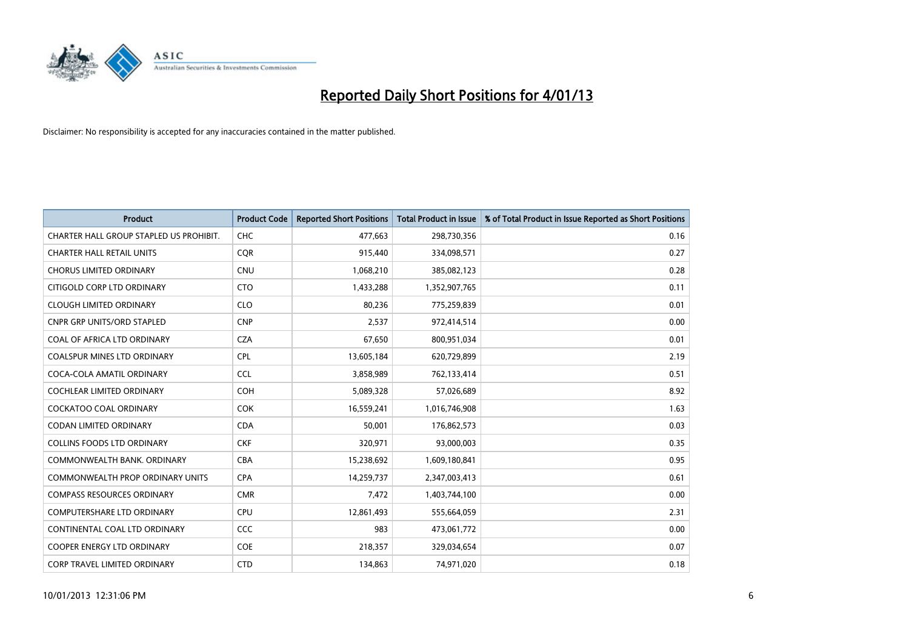# Reported Daily Short Positions for 4/01/13

Disclaimer: No responsibility is accepted for any inaccuracies contained in the matter published.

| Product | Product Code | Reported Short Positions | Total Product in Issue | % of Total Product in Issue Reported as Short Positions |
| --- | --- | --- | --- | --- |
| CHARTER HALL GROUP STAPLED US PROHIBIT. | CHC | 477,663 | 298,730,356 | 0.16 |
| CHARTER HALL RETAIL UNITS | CQR | 915,440 | 334,098,571 | 0.27 |
| CHORUS LIMITED ORDINARY | CNU | 1,068,210 | 385,082,123 | 0.28 |
| CITIGOLD CORP LTD ORDINARY | CTO | 1,433,288 | 1,352,907,765 | 0.11 |
| CLOUGH LIMITED ORDINARY | CLO | 80,236 | 775,259,839 | 0.01 |
| CNPR GRP UNITS/ORD STAPLED | CNP | 2,537 | 972,414,514 | 0.00 |
| COAL OF AFRICA LTD ORDINARY | CZA | 67,650 | 800,951,034 | 0.01 |
| COALSPUR MINES LTD ORDINARY | CPL | 13,605,184 | 620,729,899 | 2.19 |
| COCA-COLA AMATIL ORDINARY | CCL | 3,858,989 | 762,133,414 | 0.51 |
| COCHLEAR LIMITED ORDINARY | COH | 5,089,328 | 57,026,689 | 8.92 |
| COCKATOO COAL ORDINARY | COK | 16,559,241 | 1,016,746,908 | 1.63 |
| CODAN LIMITED ORDINARY | CDA | 50,001 | 176,862,573 | 0.03 |
| COLLINS FOODS LTD ORDINARY | CKF | 320,971 | 93,000,003 | 0.35 |
| COMMONWEALTH BANK. ORDINARY | CBA | 15,238,692 | 1,609,180,841 | 0.95 |
| COMMONWEALTH PROP ORDINARY UNITS | CPA | 14,259,737 | 2,347,003,413 | 0.61 |
| COMPASS RESOURCES ORDINARY | CMR | 7,472 | 1,403,744,100 | 0.00 |
| COMPUTERSHARE LTD ORDINARY | CPU | 12,861,493 | 555,664,059 | 2.31 |
| CONTINENTAL COAL LTD ORDINARY | CCC | 983 | 473,061,772 | 0.00 |
| COOPER ENERGY LTD ORDINARY | COE | 218,357 | 329,034,654 | 0.07 |
| CORP TRAVEL LIMITED ORDINARY | CTD | 134,863 | 74,971,020 | 0.18 |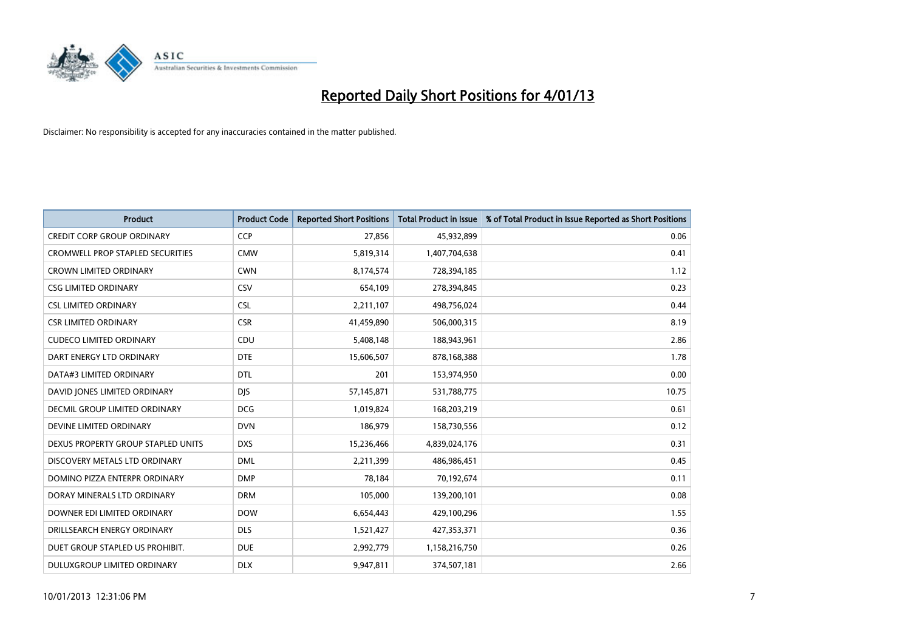# Reported Daily Short Positions for 4/01/13

Disclaimer: No responsibility is accepted for any inaccuracies contained in the matter published.

| Product | Product Code | Reported Short Positions | Total Product in Issue | % of Total Product in Issue Reported as Short Positions |
|---|---|---|---|---|
| CREDIT CORP GROUP ORDINARY | CCP | 27,856 | 45,932,899 | 0.06 |
| CROMWELL PROP STAPLED SECURITIES | CMW | 5,819,314 | 1,407,704,638 | 0.41 |
| CROWN LIMITED ORDINARY | CWN | 8,174,574 | 728,394,185 | 1.12 |
| CSG LIMITED ORDINARY | CSV | 654,109 | 278,394,845 | 0.23 |
| CSL LIMITED ORDINARY | CSL | 2,211,107 | 498,756,024 | 0.44 |
| CSR LIMITED ORDINARY | CSR | 41,459,890 | 506,000,315 | 8.19 |
| CUDECO LIMITED ORDINARY | CDU | 5,408,148 | 188,943,961 | 2.86 |
| DART ENERGY LTD ORDINARY | DTE | 15,606,507 | 878,168,388 | 1.78 |
| DATA#3 LIMITED ORDINARY | DTL | 201 | 153,974,950 | 0.00 |
| DAVID JONES LIMITED ORDINARY | DJS | 57,145,871 | 531,788,775 | 10.75 |
| DECMIL GROUP LIMITED ORDINARY | DCG | 1,019,824 | 168,203,219 | 0.61 |
| DEVINE LIMITED ORDINARY | DVN | 186,979 | 158,730,556 | 0.12 |
| DEXUS PROPERTY GROUP STAPLED UNITS | DXS | 15,236,466 | 4,839,024,176 | 0.31 |
| DISCOVERY METALS LTD ORDINARY | DML | 2,211,399 | 486,986,451 | 0.45 |
| DOMINO PIZZA ENTERPR ORDINARY | DMP | 78,184 | 70,192,674 | 0.11 |
| DORAY MINERALS LTD ORDINARY | DRM | 105,000 | 139,200,101 | 0.08 |
| DOWNER EDI LIMITED ORDINARY | DOW | 6,654,443 | 429,100,296 | 1.55 |
| DRILLSEARCH ENERGY ORDINARY | DLS | 1,521,427 | 427,353,371 | 0.36 |
| DUET GROUP STAPLED US PROHIBIT. | DUE | 2,992,779 | 1,158,216,750 | 0.26 |
| DULUXGROUP LIMITED ORDINARY | DLX | 9,947,811 | 374,507,181 | 2.66 |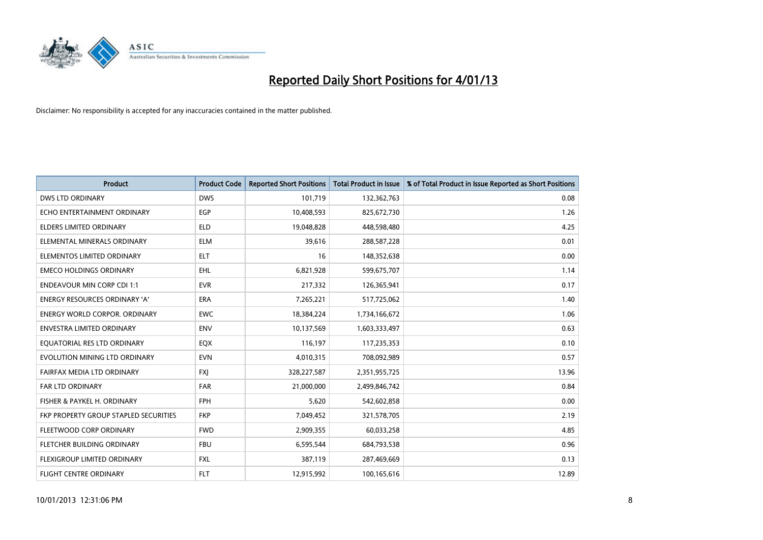# Reported Daily Short Positions for 4/01/13

Disclaimer: No responsibility is accepted for any inaccuracies contained in the matter published.

| Product | Product Code | Reported Short Positions | Total Product in Issue | % of Total Product in Issue Reported as Short Positions |
|---|---|---|---|---|
| DWS LTD ORDINARY | DWS | 101,719 | 132,362,763 | 0.08 |
| ECHO ENTERTAINMENT ORDINARY | EGP | 10,408,593 | 825,672,730 | 1.26 |
| ELDERS LIMITED ORDINARY | ELD | 19,048,828 | 448,598,480 | 4.25 |
| ELEMENTAL MINERALS ORDINARY | ELM | 39,616 | 288,587,228 | 0.01 |
| ELEMENTOS LIMITED ORDINARY | ELT | 16 | 148,352,638 | 0.00 |
| EMECO HOLDINGS ORDINARY | EHL | 6,821,928 | 599,675,707 | 1.14 |
| ENDEAVOUR MIN CORP CDI 1:1 | EVR | 217,332 | 126,365,941 | 0.17 |
| ENERGY RESOURCES ORDINARY 'A' | ERA | 7,265,221 | 517,725,062 | 1.40 |
| ENERGY WORLD CORPOR. ORDINARY | EWC | 18,384,224 | 1,734,166,672 | 1.06 |
| ENVESTRA LIMITED ORDINARY | ENV | 10,137,569 | 1,603,333,497 | 0.63 |
| EQUATORIAL RES LTD ORDINARY | EQX | 116,197 | 117,235,353 | 0.10 |
| EVOLUTION MINING LTD ORDINARY | EVN | 4,010,315 | 708,092,989 | 0.57 |
| FAIRFAX MEDIA LTD ORDINARY | FXJ | 328,227,587 | 2,351,955,725 | 13.96 |
| FAR LTD ORDINARY | FAR | 21,000,000 | 2,499,846,742 | 0.84 |
| FISHER & PAYKEL H. ORDINARY | FPH | 5,620 | 542,602,858 | 0.00 |
| FKP PROPERTY GROUP STAPLED SECURITIES | FKP | 7,049,452 | 321,578,705 | 2.19 |
| FLEETWOOD CORP ORDINARY | FWD | 2,909,355 | 60,033,258 | 4.85 |
| FLETCHER BUILDING ORDINARY | FBU | 6,595,544 | 684,793,538 | 0.96 |
| FLEXIGROUP LIMITED ORDINARY | FXL | 387,119 | 287,469,669 | 0.13 |
| FLIGHT CENTRE ORDINARY | FLT | 12,915,992 | 100,165,616 | 12.89 |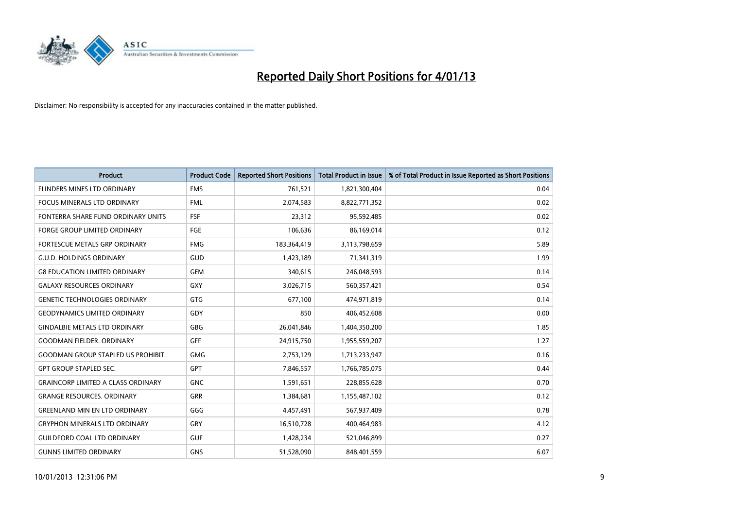# Reported Daily Short Positions for 4/01/13

Disclaimer: No responsibility is accepted for any inaccuracies contained in the matter published.

| Product | Product Code | Reported Short Positions | Total Product in Issue | % of Total Product in Issue Reported as Short Positions |
|---|---|---|---|---|
| FLINDERS MINES LTD ORDINARY | FMS | 761,521 | 1,821,300,404 | 0.04 |
| FOCUS MINERALS LTD ORDINARY | FML | 2,074,583 | 8,822,771,352 | 0.02 |
| FONTERRA SHARE FUND ORDINARY UNITS | FSF | 23,312 | 95,592,485 | 0.02 |
| FORGE GROUP LIMITED ORDINARY | FGE | 106,636 | 86,169,014 | 0.12 |
| FORTESCUE METALS GRP ORDINARY | FMG | 183,364,419 | 3,113,798,659 | 5.89 |
| G.U.D. HOLDINGS ORDINARY | GUD | 1,423,189 | 71,341,319 | 1.99 |
| G8 EDUCATION LIMITED ORDINARY | GEM | 340,615 | 246,048,593 | 0.14 |
| GALAXY RESOURCES ORDINARY | GXY | 3,026,715 | 560,357,421 | 0.54 |
| GENETIC TECHNOLOGIES ORDINARY | GTG | 677,100 | 474,971,819 | 0.14 |
| GEODYNAMICS LIMITED ORDINARY | GDY | 850 | 406,452,608 | 0.00 |
| GINDALBIE METALS LTD ORDINARY | GBG | 26,041,846 | 1,404,350,200 | 1.85 |
| GOODMAN FIELDER. ORDINARY | GFF | 24,915,750 | 1,955,559,207 | 1.27 |
| GOODMAN GROUP STAPLED US PROHIBIT. | GMG | 2,753,129 | 1,713,233,947 | 0.16 |
| GPT GROUP STAPLED SEC. | GPT | 7,846,557 | 1,766,785,075 | 0.44 |
| GRAINCORP LIMITED A CLASS ORDINARY | GNC | 1,591,651 | 228,855,628 | 0.70 |
| GRANGE RESOURCES. ORDINARY | GRR | 1,384,681 | 1,155,487,102 | 0.12 |
| GREENLAND MIN EN LTD ORDINARY | GGG | 4,457,491 | 567,937,409 | 0.78 |
| GRYPHON MINERALS LTD ORDINARY | GRY | 16,510,728 | 400,464,983 | 4.12 |
| GUILDFORD COAL LTD ORDINARY | GUF | 1,428,234 | 521,046,899 | 0.27 |
| GUNNS LIMITED ORDINARY | GNS | 51,528,090 | 848,401,559 | 6.07 |

10/01/2013 12:31:06 PM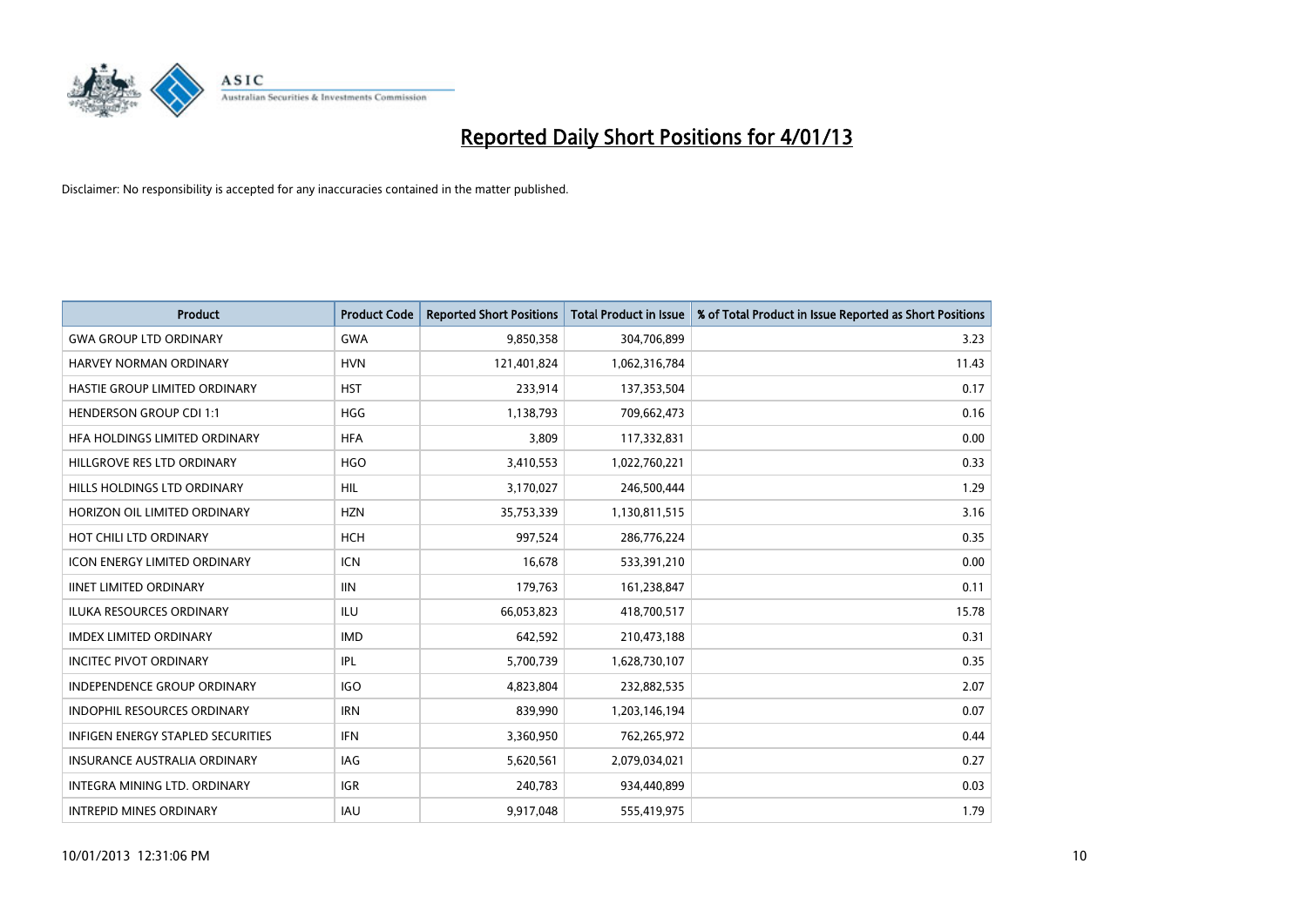# Reported Daily Short Positions for 4/01/13

Disclaimer: No responsibility is accepted for any inaccuracies contained in the matter published.

| Product | Product Code | Reported Short Positions | Total Product in Issue | % of Total Product in Issue Reported as Short Positions |
|---|---|---|---|---|
| GWA GROUP LTD ORDINARY | GWA | 9,850,358 | 304,706,899 | 3.23 |
| HARVEY NORMAN ORDINARY | HVN | 121,401,824 | 1,062,316,784 | 11.43 |
| HASTIE GROUP LIMITED ORDINARY | HST | 233,914 | 137,353,504 | 0.17 |
| HENDERSON GROUP CDI 1:1 | HGG | 1,138,793 | 709,662,473 | 0.16 |
| HFA HOLDINGS LIMITED ORDINARY | HFA | 3,809 | 117,332,831 | 0.00 |
| HILLGROVE RES LTD ORDINARY | HGO | 3,410,553 | 1,022,760,221 | 0.33 |
| HILLS HOLDINGS LTD ORDINARY | HIL | 3,170,027 | 246,500,444 | 1.29 |
| HORIZON OIL LIMITED ORDINARY | HZN | 35,753,339 | 1,130,811,515 | 3.16 |
| HOT CHILI LTD ORDINARY | HCH | 997,524 | 286,776,224 | 0.35 |
| ICON ENERGY LIMITED ORDINARY | ICN | 16,678 | 533,391,210 | 0.00 |
| IINET LIMITED ORDINARY | IIN | 179,763 | 161,238,847 | 0.11 |
| ILUKA RESOURCES ORDINARY | ILU | 66,053,823 | 418,700,517 | 15.78 |
| IMDEX LIMITED ORDINARY | IMD | 642,592 | 210,473,188 | 0.31 |
| INCITEC PIVOT ORDINARY | IPL | 5,700,739 | 1,628,730,107 | 0.35 |
| INDEPENDENCE GROUP ORDINARY | IGO | 4,823,804 | 232,882,535 | 2.07 |
| INDOPHIL RESOURCES ORDINARY | IRN | 839,990 | 1,203,146,194 | 0.07 |
| INFIGEN ENERGY STAPLED SECURITIES | IFN | 3,360,950 | 762,265,972 | 0.44 |
| INSURANCE AUSTRALIA ORDINARY | IAG | 5,620,561 | 2,079,034,021 | 0.27 |
| INTEGRA MINING LTD. ORDINARY | IGR | 240,783 | 934,440,899 | 0.03 |
| INTREPID MINES ORDINARY | IAU | 9,917,048 | 555,419,975 | 1.79 |

10/01/2013 12:31:06 PM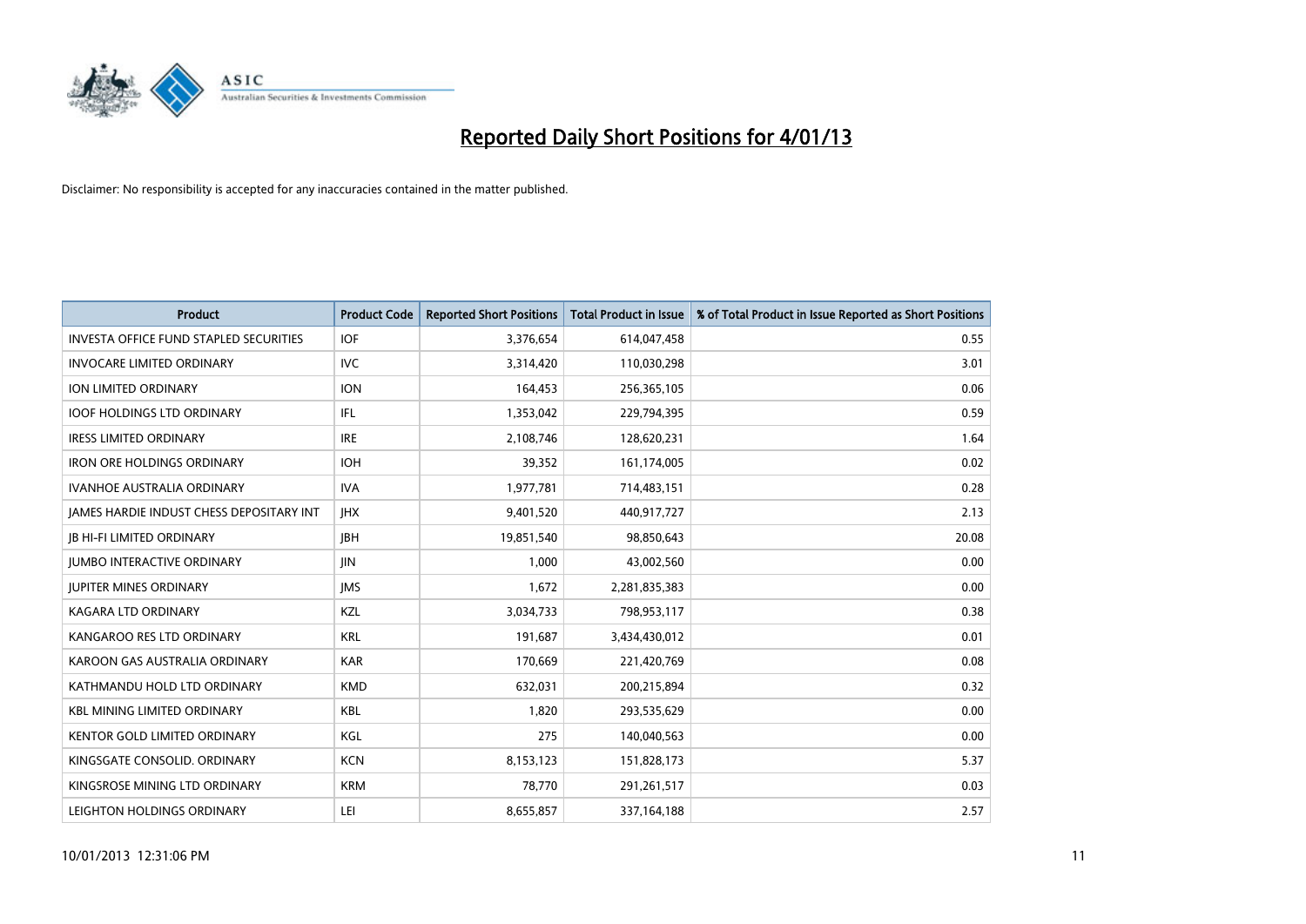# Reported Daily Short Positions for 4/01/13

Disclaimer: No responsibility is accepted for any inaccuracies contained in the matter published.

| Product | Product Code | Reported Short Positions | Total Product in Issue | % of Total Product in Issue Reported as Short Positions |
|---|---|---|---|---|
| INVESTA OFFICE FUND STAPLED SECURITIES | IOF | 3,376,654 | 614,047,458 | 0.55 |
| INVOCARE LIMITED ORDINARY | IVC | 3,314,420 | 110,030,298 | 3.01 |
| ION LIMITED ORDINARY | ION | 164,453 | 256,365,105 | 0.06 |
| IOOF HOLDINGS LTD ORDINARY | IFL | 1,353,042 | 229,794,395 | 0.59 |
| IRESS LIMITED ORDINARY | IRE | 2,108,746 | 128,620,231 | 1.64 |
| IRON ORE HOLDINGS ORDINARY | IOH | 39,352 | 161,174,005 | 0.02 |
| IVANHOE AUSTRALIA ORDINARY | IVA | 1,977,781 | 714,483,151 | 0.28 |
| JAMES HARDIE INDUST CHESS DEPOSITARY INT | JHX | 9,401,520 | 440,917,727 | 2.13 |
| JB HI-FI LIMITED ORDINARY | JBH | 19,851,540 | 98,850,643 | 20.08 |
| JUMBO INTERACTIVE ORDINARY | JIN | 1,000 | 43,002,560 | 0.00 |
| JUPITER MINES ORDINARY | JMS | 1,672 | 2,281,835,383 | 0.00 |
| KAGARA LTD ORDINARY | KZL | 3,034,733 | 798,953,117 | 0.38 |
| KANGAROO RES LTD ORDINARY | KRL | 191,687 | 3,434,430,012 | 0.01 |
| KAROON GAS AUSTRALIA ORDINARY | KAR | 170,669 | 221,420,769 | 0.08 |
| KATHMANDU HOLD LTD ORDINARY | KMD | 632,031 | 200,215,894 | 0.32 |
| KBL MINING LIMITED ORDINARY | KBL | 1,820 | 293,535,629 | 0.00 |
| KENTOR GOLD LIMITED ORDINARY | KGL | 275 | 140,040,563 | 0.00 |
| KINGSGATE CONSOLID. ORDINARY | KCN | 8,153,123 | 151,828,173 | 5.37 |
| KINGSROSE MINING LTD ORDINARY | KRM | 78,770 | 291,261,517 | 0.03 |
| LEIGHTON HOLDINGS ORDINARY | LEI | 8,655,857 | 337,164,188 | 2.57 |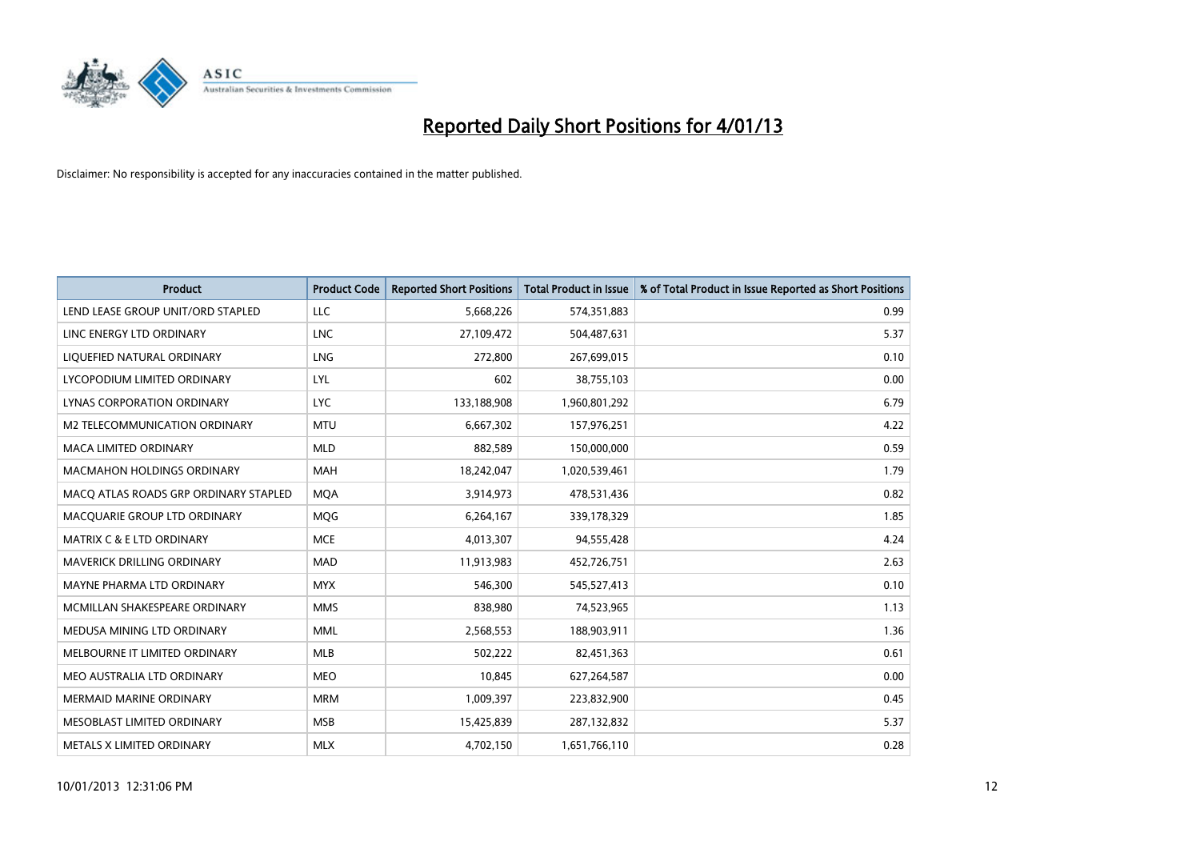# Reported Daily Short Positions for 4/01/13

Disclaimer: No responsibility is accepted for any inaccuracies contained in the matter published.

| Product | Product Code | Reported Short Positions | Total Product in Issue | % of Total Product in Issue Reported as Short Positions |
|---|---|---|---|---|
| LEND LEASE GROUP UNIT/ORD STAPLED | LLC | 5,668,226 | 574,351,883 | 0.99 |
| LINC ENERGY LTD ORDINARY | LNC | 27,109,472 | 504,487,631 | 5.37 |
| LIQUEFIED NATURAL ORDINARY | LNG | 272,800 | 267,699,015 | 0.10 |
| LYCOPODIUM LIMITED ORDINARY | LYL | 602 | 38,755,103 | 0.00 |
| LYNAS CORPORATION ORDINARY | LYC | 133,188,908 | 1,960,801,292 | 6.79 |
| M2 TELECOMMUNICATION ORDINARY | MTU | 6,667,302 | 157,976,251 | 4.22 |
| MACA LIMITED ORDINARY | MLD | 882,589 | 150,000,000 | 0.59 |
| MACMAHON HOLDINGS ORDINARY | MAH | 18,242,047 | 1,020,539,461 | 1.79 |
| MACQ ATLAS ROADS GRP ORDINARY STAPLED | MQA | 3,914,973 | 478,531,436 | 0.82 |
| MACQUARIE GROUP LTD ORDINARY | MQG | 6,264,167 | 339,178,329 | 1.85 |
| MATRIX C & E LTD ORDINARY | MCE | 4,013,307 | 94,555,428 | 4.24 |
| MAVERICK DRILLING ORDINARY | MAD | 11,913,983 | 452,726,751 | 2.63 |
| MAYNE PHARMA LTD ORDINARY | MYX | 546,300 | 545,527,413 | 0.10 |
| MCMILLAN SHAKESPEARE ORDINARY | MMS | 838,980 | 74,523,965 | 1.13 |
| MEDUSA MINING LTD ORDINARY | MML | 2,568,553 | 188,903,911 | 1.36 |
| MELBOURNE IT LIMITED ORDINARY | MLB | 502,222 | 82,451,363 | 0.61 |
| MEO AUSTRALIA LTD ORDINARY | MEO | 10,845 | 627,264,587 | 0.00 |
| MERMAID MARINE ORDINARY | MRM | 1,009,397 | 223,832,900 | 0.45 |
| MESOBLAST LIMITED ORDINARY | MSB | 15,425,839 | 287,132,832 | 5.37 |
| METALS X LIMITED ORDINARY | MLX | 4,702,150 | 1,651,766,110 | 0.28 |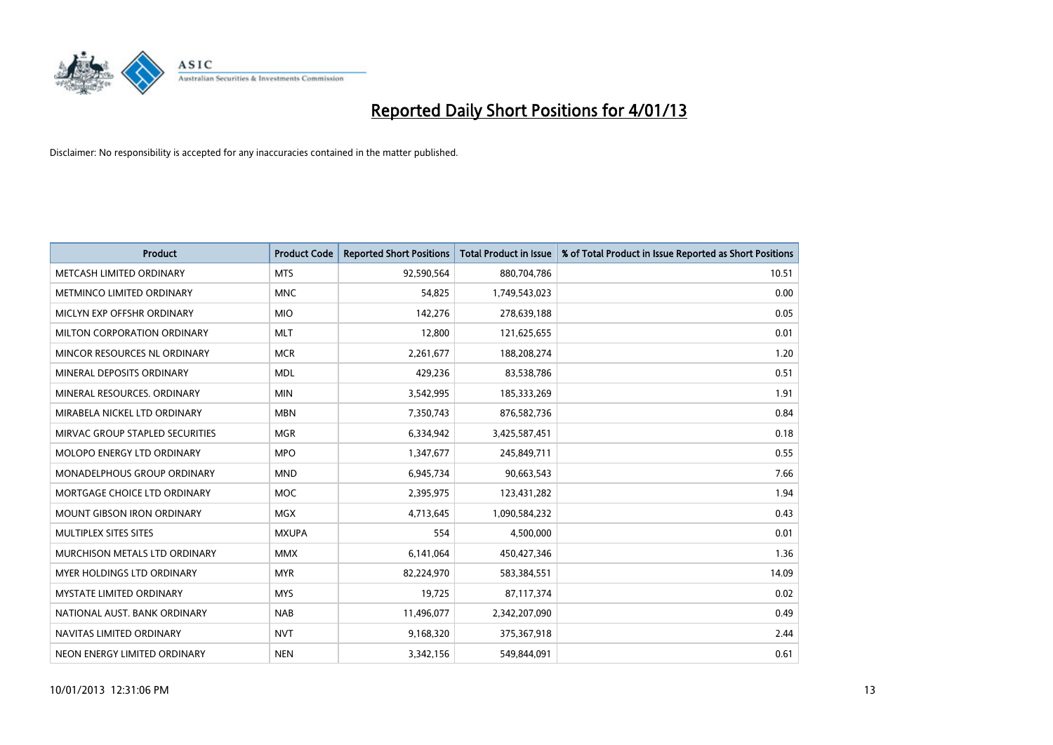# Reported Daily Short Positions for 4/01/13

Disclaimer: No responsibility is accepted for any inaccuracies contained in the matter published.

| Product | Product Code | Reported Short Positions | Total Product in Issue | % of Total Product in Issue Reported as Short Positions |
|---|---|---|---|---|
| METCASH LIMITED ORDINARY | MTS | 92,590,564 | 880,704,786 | 10.51 |
| METMINCO LIMITED ORDINARY | MNC | 54,825 | 1,749,543,023 | 0.00 |
| MICLYN EXP OFFSHR ORDINARY | MIO | 142,276 | 278,639,188 | 0.05 |
| MILTON CORPORATION ORDINARY | MLT | 12,800 | 121,625,655 | 0.01 |
| MINCOR RESOURCES NL ORDINARY | MCR | 2,261,677 | 188,208,274 | 1.20 |
| MINERAL DEPOSITS ORDINARY | MDL | 429,236 | 83,538,786 | 0.51 |
| MINERAL RESOURCES. ORDINARY | MIN | 3,542,995 | 185,333,269 | 1.91 |
| MIRABELA NICKEL LTD ORDINARY | MBN | 7,350,743 | 876,582,736 | 0.84 |
| MIRVAC GROUP STAPLED SECURITIES | MGR | 6,334,942 | 3,425,587,451 | 0.18 |
| MOLOPO ENERGY LTD ORDINARY | MPO | 1,347,677 | 245,849,711 | 0.55 |
| MONADELPHOUS GROUP ORDINARY | MND | 6,945,734 | 90,663,543 | 7.66 |
| MORTGAGE CHOICE LTD ORDINARY | MOC | 2,395,975 | 123,431,282 | 1.94 |
| MOUNT GIBSON IRON ORDINARY | MGX | 4,713,645 | 1,090,584,232 | 0.43 |
| MULTIPLEX SITES SITES | MXUPA | 554 | 4,500,000 | 0.01 |
| MURCHISON METALS LTD ORDINARY | MMX | 6,141,064 | 450,427,346 | 1.36 |
| MYER HOLDINGS LTD ORDINARY | MYR | 82,224,970 | 583,384,551 | 14.09 |
| MYSTATE LIMITED ORDINARY | MYS | 19,725 | 87,117,374 | 0.02 |
| NATIONAL AUST. BANK ORDINARY | NAB | 11,496,077 | 2,342,207,090 | 0.49 |
| NAVITAS LIMITED ORDINARY | NVT | 9,168,320 | 375,367,918 | 2.44 |
| NEON ENERGY LIMITED ORDINARY | NEN | 3,342,156 | 549,844,091 | 0.61 |

10/01/2013 12:31:06 PM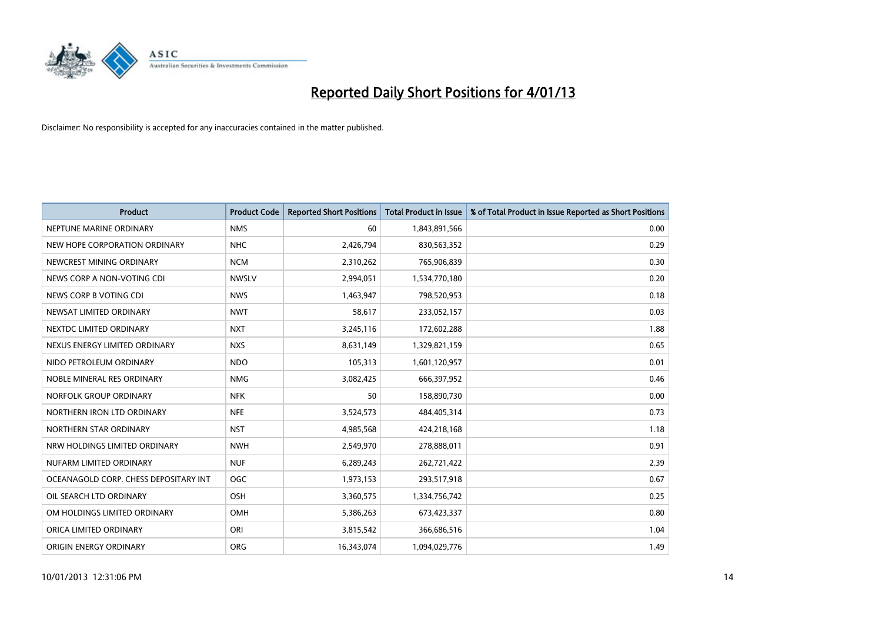# Reported Daily Short Positions for 4/01/13

Disclaimer: No responsibility is accepted for any inaccuracies contained in the matter published.

| Product | Product Code | Reported Short Positions | Total Product in Issue | % of Total Product in Issue Reported as Short Positions |
|---|---|---|---|---|
| NEPTUNE MARINE ORDINARY | NMS | 60 | 1,843,891,566 | 0.00 |
| NEW HOPE CORPORATION ORDINARY | NHC | 2,426,794 | 830,563,352 | 0.29 |
| NEWCREST MINING ORDINARY | NCM | 2,310,262 | 765,906,839 | 0.30 |
| NEWS CORP A NON-VOTING CDI | NWSLV | 2,994,051 | 1,534,770,180 | 0.20 |
| NEWS CORP B VOTING CDI | NWS | 1,463,947 | 798,520,953 | 0.18 |
| NEWSAT LIMITED ORDINARY | NWT | 58,617 | 233,052,157 | 0.03 |
| NEXTDC LIMITED ORDINARY | NXT | 3,245,116 | 172,602,288 | 1.88 |
| NEXUS ENERGY LIMITED ORDINARY | NXS | 8,631,149 | 1,329,821,159 | 0.65 |
| NIDO PETROLEUM ORDINARY | NDO | 105,313 | 1,601,120,957 | 0.01 |
| NOBLE MINERAL RES ORDINARY | NMG | 3,082,425 | 666,397,952 | 0.46 |
| NORFOLK GROUP ORDINARY | NFK | 50 | 158,890,730 | 0.00 |
| NORTHERN IRON LTD ORDINARY | NFE | 3,524,573 | 484,405,314 | 0.73 |
| NORTHERN STAR ORDINARY | NST | 4,985,568 | 424,218,168 | 1.18 |
| NRW HOLDINGS LIMITED ORDINARY | NWH | 2,549,970 | 278,888,011 | 0.91 |
| NUFARM LIMITED ORDINARY | NUF | 6,289,243 | 262,721,422 | 2.39 |
| OCEANAGOLD CORP. CHESS DEPOSITARY INT | OGC | 1,973,153 | 293,517,918 | 0.67 |
| OIL SEARCH LTD ORDINARY | OSH | 3,360,575 | 1,334,756,742 | 0.25 |
| OM HOLDINGS LIMITED ORDINARY | OMH | 5,386,263 | 673,423,337 | 0.80 |
| ORICA LIMITED ORDINARY | ORI | 3,815,542 | 366,686,516 | 1.04 |
| ORIGIN ENERGY ORDINARY | ORG | 16,343,074 | 1,094,029,776 | 1.49 |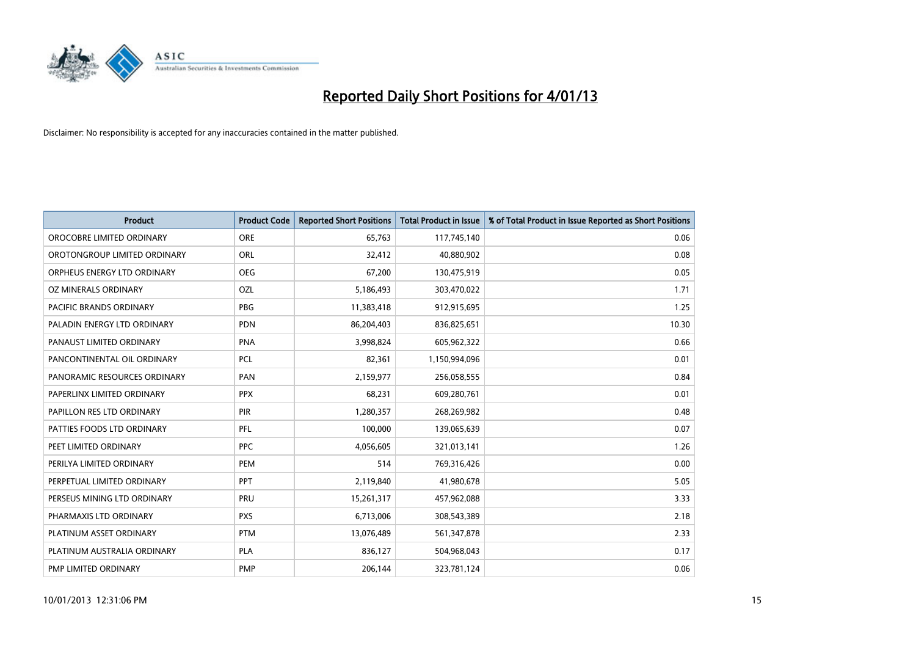# Reported Daily Short Positions for 4/01/13

Disclaimer: No responsibility is accepted for any inaccuracies contained in the matter published.

| Product | Product Code | Reported Short Positions | Total Product in Issue | % of Total Product in Issue Reported as Short Positions |
|---|---|---|---|---|
| OROCOBRE LIMITED ORDINARY | ORE | 65,763 | 117,745,140 | 0.06 |
| OROTONGROUP LIMITED ORDINARY | ORL | 32,412 | 40,880,902 | 0.08 |
| ORPHEUS ENERGY LTD ORDINARY | OEG | 67,200 | 130,475,919 | 0.05 |
| OZ MINERALS ORDINARY | OZL | 5,186,493 | 303,470,022 | 1.71 |
| PACIFIC BRANDS ORDINARY | PBG | 11,383,418 | 912,915,695 | 1.25 |
| PALADIN ENERGY LTD ORDINARY | PDN | 86,204,403 | 836,825,651 | 10.30 |
| PANAUST LIMITED ORDINARY | PNA | 3,998,824 | 605,962,322 | 0.66 |
| PANCONTINENTAL OIL ORDINARY | PCL | 82,361 | 1,150,994,096 | 0.01 |
| PANORAMIC RESOURCES ORDINARY | PAN | 2,159,977 | 256,058,555 | 0.84 |
| PAPERLINX LIMITED ORDINARY | PPX | 68,231 | 609,280,761 | 0.01 |
| PAPILLON RES LTD ORDINARY | PIR | 1,280,357 | 268,269,982 | 0.48 |
| PATTIES FOODS LTD ORDINARY | PFL | 100,000 | 139,065,639 | 0.07 |
| PEET LIMITED ORDINARY | PPC | 4,056,605 | 321,013,141 | 1.26 |
| PERILYA LIMITED ORDINARY | PEM | 514 | 769,316,426 | 0.00 |
| PERPETUAL LIMITED ORDINARY | PPT | 2,119,840 | 41,980,678 | 5.05 |
| PERSEUS MINING LTD ORDINARY | PRU | 15,261,317 | 457,962,088 | 3.33 |
| PHARMAXIS LTD ORDINARY | PXS | 6,713,006 | 308,543,389 | 2.18 |
| PLATINUM ASSET ORDINARY | PTM | 13,076,489 | 561,347,878 | 2.33 |
| PLATINUM AUSTRALIA ORDINARY | PLA | 836,127 | 504,968,043 | 0.17 |
| PMP LIMITED ORDINARY | PMP | 206,144 | 323,781,124 | 0.06 |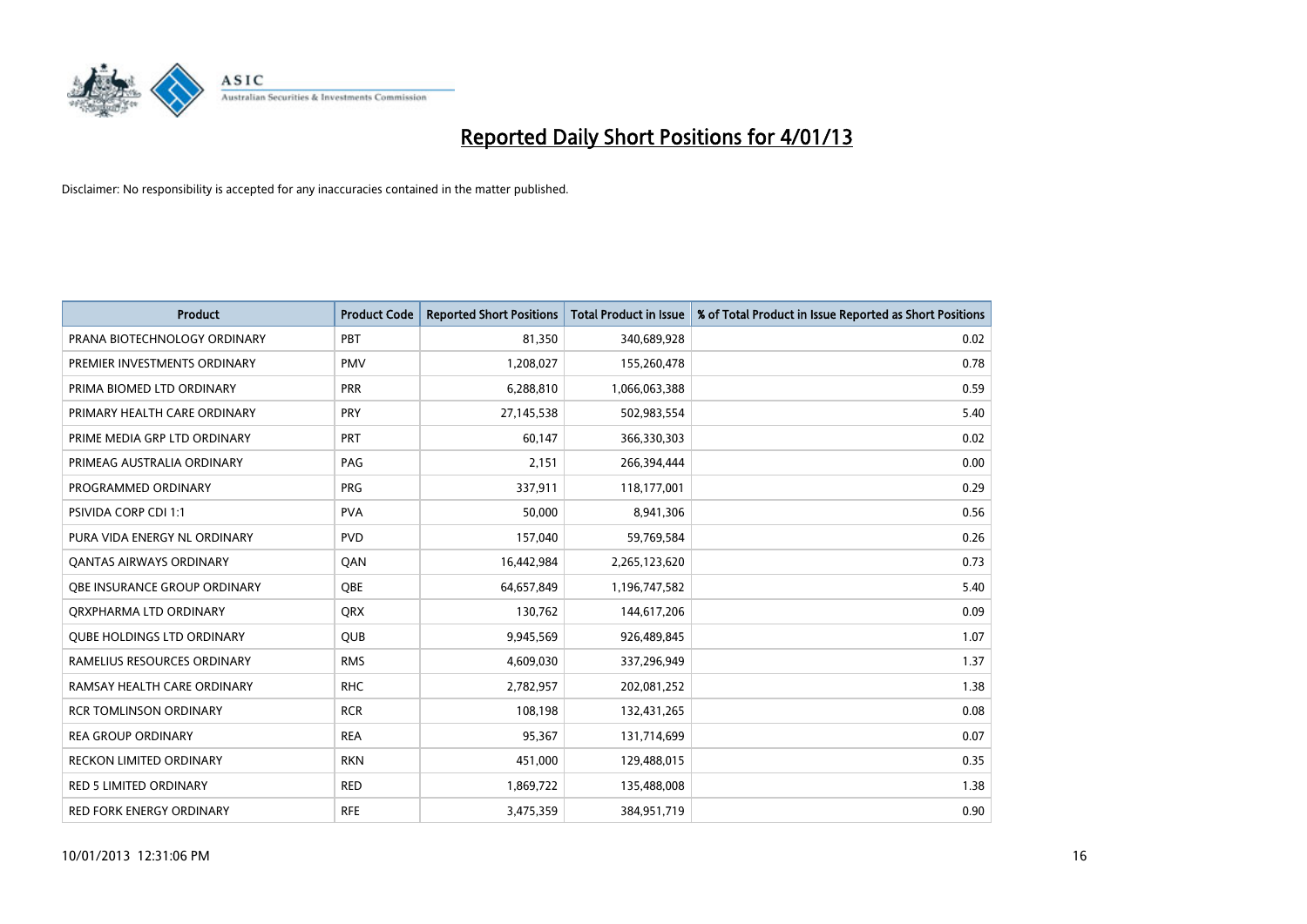# Reported Daily Short Positions for 4/01/13

Disclaimer: No responsibility is accepted for any inaccuracies contained in the matter published.

| Product | Product Code | Reported Short Positions | Total Product in Issue | % of Total Product in Issue Reported as Short Positions |
|---|---|---|---|---|
| PRANA BIOTECHNOLOGY ORDINARY | PBT | 81,350 | 340,689,928 | 0.02 |
| PREMIER INVESTMENTS ORDINARY | PMV | 1,208,027 | 155,260,478 | 0.78 |
| PRIMA BIOMED LTD ORDINARY | PRR | 6,288,810 | 1,066,063,388 | 0.59 |
| PRIMARY HEALTH CARE ORDINARY | PRY | 27,145,538 | 502,983,554 | 5.40 |
| PRIME MEDIA GRP LTD ORDINARY | PRT | 60,147 | 366,330,303 | 0.02 |
| PRIMEAG AUSTRALIA ORDINARY | PAG | 2,151 | 266,394,444 | 0.00 |
| PROGRAMMED ORDINARY | PRG | 337,911 | 118,177,001 | 0.29 |
| PSIVIDA CORP CDI 1:1 | PVA | 50,000 | 8,941,306 | 0.56 |
| PURA VIDA ENERGY NL ORDINARY | PVD | 157,040 | 59,769,584 | 0.26 |
| QANTAS AIRWAYS ORDINARY | QAN | 16,442,984 | 2,265,123,620 | 0.73 |
| QBE INSURANCE GROUP ORDINARY | QBE | 64,657,849 | 1,196,747,582 | 5.40 |
| QRXPHARMA LTD ORDINARY | QRX | 130,762 | 144,617,206 | 0.09 |
| QUBE HOLDINGS LTD ORDINARY | QUB | 9,945,569 | 926,489,845 | 1.07 |
| RAMELIUS RESOURCES ORDINARY | RMS | 4,609,030 | 337,296,949 | 1.37 |
| RAMSAY HEALTH CARE ORDINARY | RHC | 2,782,957 | 202,081,252 | 1.38 |
| RCR TOMLINSON ORDINARY | RCR | 108,198 | 132,431,265 | 0.08 |
| REA GROUP ORDINARY | REA | 95,367 | 131,714,699 | 0.07 |
| RECKON LIMITED ORDINARY | RKN | 451,000 | 129,488,015 | 0.35 |
| RED 5 LIMITED ORDINARY | RED | 1,869,722 | 135,488,008 | 1.38 |
| RED FORK ENERGY ORDINARY | RFE | 3,475,359 | 384,951,719 | 0.90 |

10/01/2013 12:31:06 PM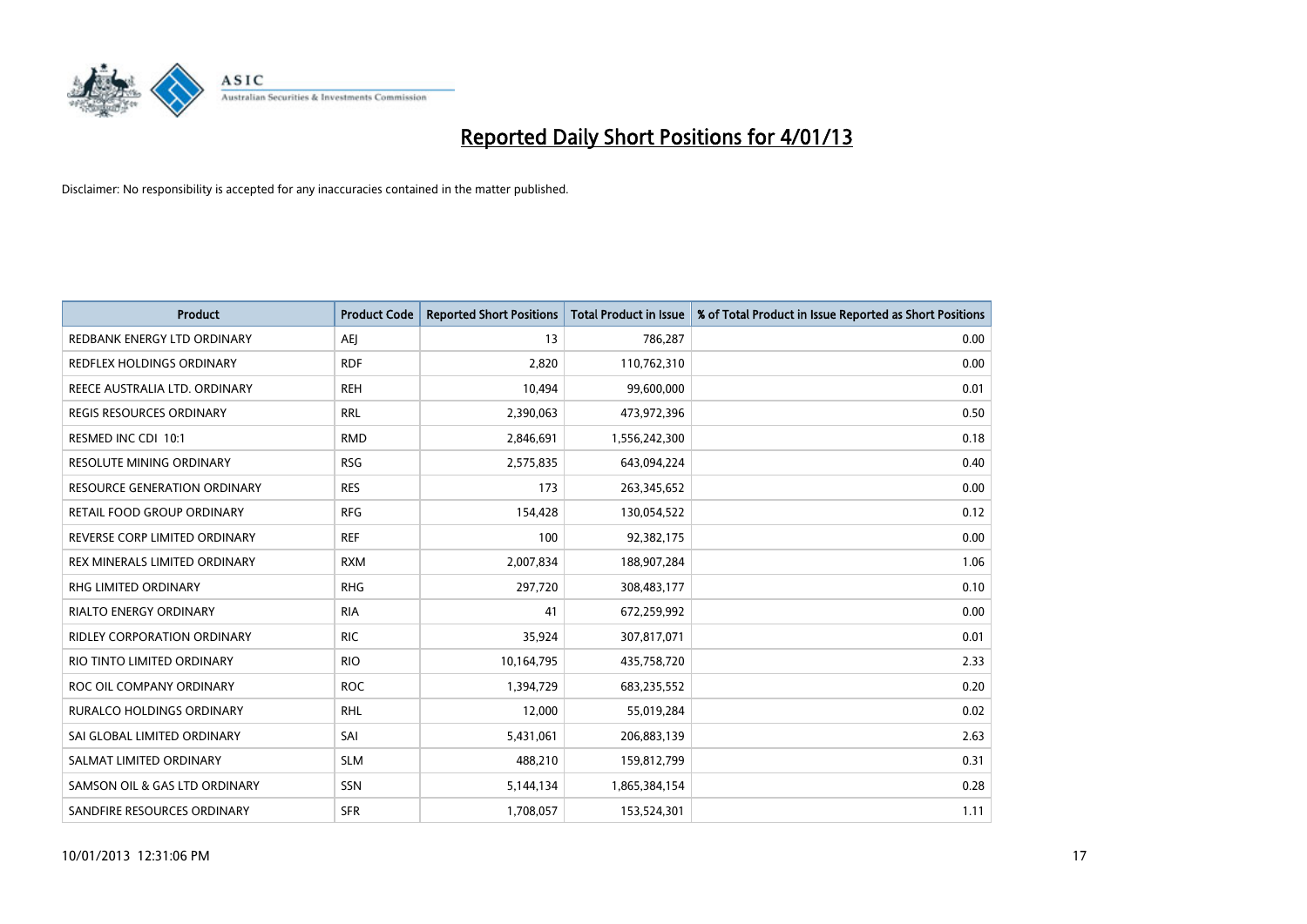# Reported Daily Short Positions for 4/01/13

Disclaimer: No responsibility is accepted for any inaccuracies contained in the matter published.

| Product | Product Code | Reported Short Positions | Total Product in Issue | % of Total Product in Issue Reported as Short Positions |
|---|---|---|---|---|
| REDBANK ENERGY LTD ORDINARY | AEJ | 13 | 786,287 | 0.00 |
| REDFLEX HOLDINGS ORDINARY | RDF | 2,820 | 110,762,310 | 0.00 |
| REECE AUSTRALIA LTD. ORDINARY | REH | 10,494 | 99,600,000 | 0.01 |
| REGIS RESOURCES ORDINARY | RRL | 2,390,063 | 473,972,396 | 0.50 |
| RESMED INC CDI 10:1 | RMD | 2,846,691 | 1,556,242,300 | 0.18 |
| RESOLUTE MINING ORDINARY | RSG | 2,575,835 | 643,094,224 | 0.40 |
| RESOURCE GENERATION ORDINARY | RES | 173 | 263,345,652 | 0.00 |
| RETAIL FOOD GROUP ORDINARY | RFG | 154,428 | 130,054,522 | 0.12 |
| REVERSE CORP LIMITED ORDINARY | REF | 100 | 92,382,175 | 0.00 |
| REX MINERALS LIMITED ORDINARY | RXM | 2,007,834 | 188,907,284 | 1.06 |
| RHG LIMITED ORDINARY | RHG | 297,720 | 308,483,177 | 0.10 |
| RIALTO ENERGY ORDINARY | RIA | 41 | 672,259,992 | 0.00 |
| RIDLEY CORPORATION ORDINARY | RIC | 35,924 | 307,817,071 | 0.01 |
| RIO TINTO LIMITED ORDINARY | RIO | 10,164,795 | 435,758,720 | 2.33 |
| ROC OIL COMPANY ORDINARY | ROC | 1,394,729 | 683,235,552 | 0.20 |
| RURALCO HOLDINGS ORDINARY | RHL | 12,000 | 55,019,284 | 0.02 |
| SAI GLOBAL LIMITED ORDINARY | SAI | 5,431,061 | 206,883,139 | 2.63 |
| SALMAT LIMITED ORDINARY | SLM | 488,210 | 159,812,799 | 0.31 |
| SAMSON OIL & GAS LTD ORDINARY | SSN | 5,144,134 | 1,865,384,154 | 0.28 |
| SANDFIRE RESOURCES ORDINARY | SFR | 1,708,057 | 153,524,301 | 1.11 |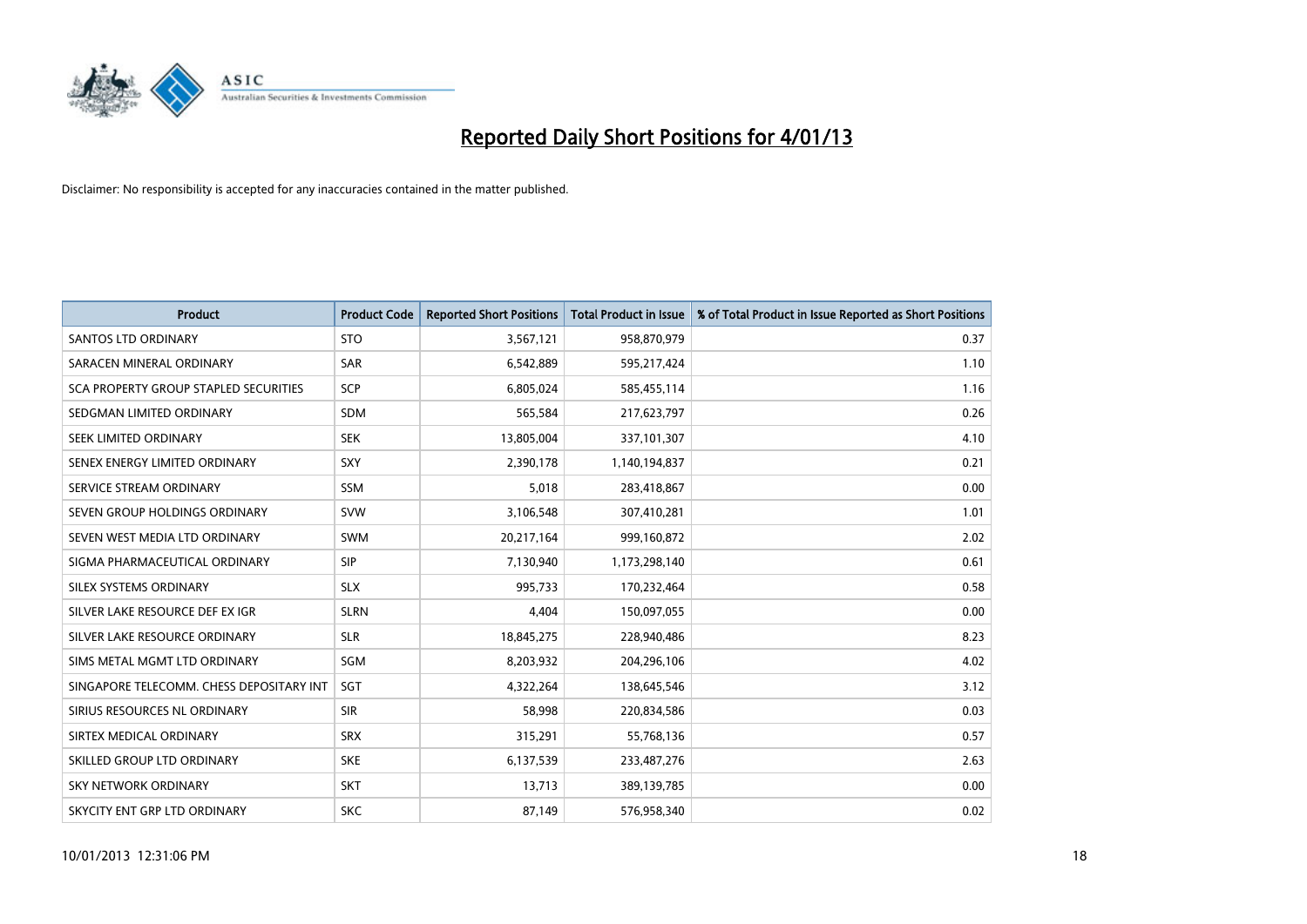# Reported Daily Short Positions for 4/01/13

Disclaimer: No responsibility is accepted for any inaccuracies contained in the matter published.

| Product | Product Code | Reported Short Positions | Total Product in Issue | % of Total Product in Issue Reported as Short Positions |
|---|---|---|---|---|
| SANTOS LTD ORDINARY | STO | 3,567,121 | 958,870,979 | 0.37 |
| SARACEN MINERAL ORDINARY | SAR | 6,542,889 | 595,217,424 | 1.10 |
| SCA PROPERTY GROUP STAPLED SECURITIES | SCP | 6,805,024 | 585,455,114 | 1.16 |
| SEDGMAN LIMITED ORDINARY | SDM | 565,584 | 217,623,797 | 0.26 |
| SEEK LIMITED ORDINARY | SEK | 13,805,004 | 337,101,307 | 4.10 |
| SENEX ENERGY LIMITED ORDINARY | SXY | 2,390,178 | 1,140,194,837 | 0.21 |
| SERVICE STREAM ORDINARY | SSM | 5,018 | 283,418,867 | 0.00 |
| SEVEN GROUP HOLDINGS ORDINARY | SVW | 3,106,548 | 307,410,281 | 1.01 |
| SEVEN WEST MEDIA LTD ORDINARY | SWM | 20,217,164 | 999,160,872 | 2.02 |
| SIGMA PHARMACEUTICAL ORDINARY | SIP | 7,130,940 | 1,173,298,140 | 0.61 |
| SILEX SYSTEMS ORDINARY | SLX | 995,733 | 170,232,464 | 0.58 |
| SILVER LAKE RESOURCE DEF EX IGR | SLRN | 4,404 | 150,097,055 | 0.00 |
| SILVER LAKE RESOURCE ORDINARY | SLR | 18,845,275 | 228,940,486 | 8.23 |
| SIMS METAL MGMT LTD ORDINARY | SGM | 8,203,932 | 204,296,106 | 4.02 |
| SINGAPORE TELECOMM. CHESS DEPOSITARY INT | SGT | 4,322,264 | 138,645,546 | 3.12 |
| SIRIUS RESOURCES NL ORDINARY | SIR | 58,998 | 220,834,586 | 0.03 |
| SIRTEX MEDICAL ORDINARY | SRX | 315,291 | 55,768,136 | 0.57 |
| SKILLED GROUP LTD ORDINARY | SKE | 6,137,539 | 233,487,276 | 2.63 |
| SKY NETWORK ORDINARY | SKT | 13,713 | 389,139,785 | 0.00 |
| SKYCITY ENT GRP LTD ORDINARY | SKC | 87,149 | 576,958,340 | 0.02 |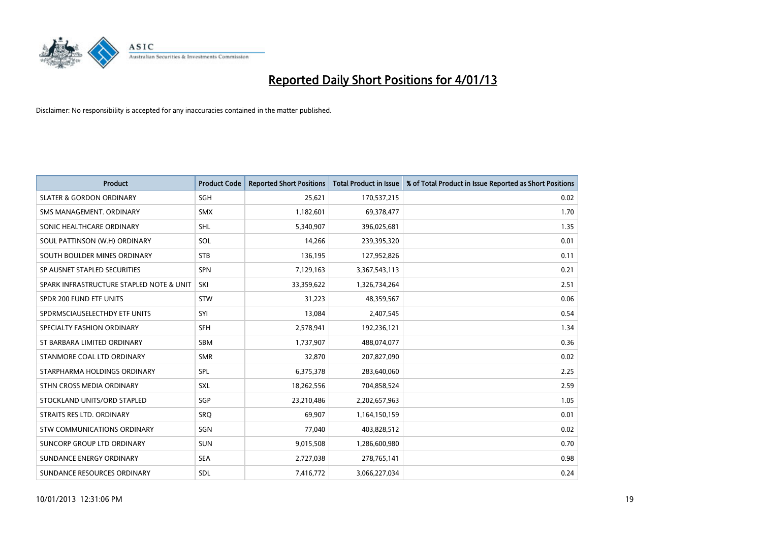# Reported Daily Short Positions for 4/01/13

Disclaimer: No responsibility is accepted for any inaccuracies contained in the matter published.

| Product | Product Code | Reported Short Positions | Total Product in Issue | % of Total Product in Issue Reported as Short Positions |
|---|---|---|---|---|
| SLATER & GORDON ORDINARY | SGH | 25,621 | 170,537,215 | 0.02 |
| SMS MANAGEMENT. ORDINARY | SMX | 1,182,601 | 69,378,477 | 1.70 |
| SONIC HEALTHCARE ORDINARY | SHL | 5,340,907 | 396,025,681 | 1.35 |
| SOUL PATTINSON (W.H) ORDINARY | SOL | 14,266 | 239,395,320 | 0.01 |
| SOUTH BOULDER MINES ORDINARY | STB | 136,195 | 127,952,826 | 0.11 |
| SP AUSNET STAPLED SECURITIES | SPN | 7,129,163 | 3,367,543,113 | 0.21 |
| SPARK INFRASTRUCTURE STAPLED NOTE & UNIT | SKI | 33,359,622 | 1,326,734,264 | 2.51 |
| SPDR 200 FUND ETF UNITS | STW | 31,223 | 48,359,567 | 0.06 |
| SPDRMSCIAUSELECTHDY ETF UNITS | SYI | 13,084 | 2,407,545 | 0.54 |
| SPECIALTY FASHION ORDINARY | SFH | 2,578,941 | 192,236,121 | 1.34 |
| ST BARBARA LIMITED ORDINARY | SBM | 1,737,907 | 488,074,077 | 0.36 |
| STANMORE COAL LTD ORDINARY | SMR | 32,870 | 207,827,090 | 0.02 |
| STARPHARMA HOLDINGS ORDINARY | SPL | 6,375,378 | 283,640,060 | 2.25 |
| STHN CROSS MEDIA ORDINARY | SXL | 18,262,556 | 704,858,524 | 2.59 |
| STOCKLAND UNITS/ORD STAPLED | SGP | 23,210,486 | 2,202,657,963 | 1.05 |
| STRAITS RES LTD. ORDINARY | SRQ | 69,907 | 1,164,150,159 | 0.01 |
| STW COMMUNICATIONS ORDINARY | SGN | 77,040 | 403,828,512 | 0.02 |
| SUNCORP GROUP LTD ORDINARY | SUN | 9,015,508 | 1,286,600,980 | 0.70 |
| SUNDANCE ENERGY ORDINARY | SEA | 2,727,038 | 278,765,141 | 0.98 |
| SUNDANCE RESOURCES ORDINARY | SDL | 7,416,772 | 3,066,227,034 | 0.24 |

10/01/2013 12:31:06 PM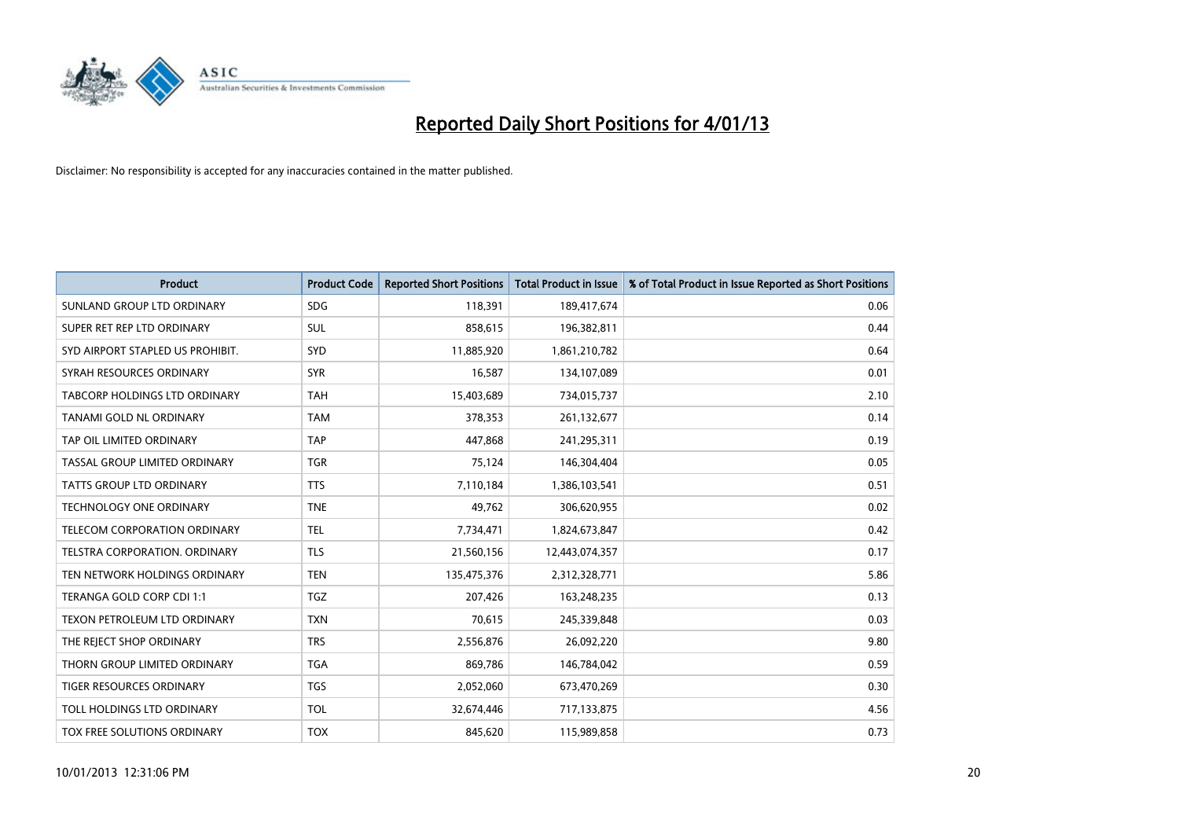# Reported Daily Short Positions for 4/01/13

Disclaimer: No responsibility is accepted for any inaccuracies contained in the matter published.

| Product | Product Code | Reported Short Positions | Total Product in Issue | % of Total Product in Issue Reported as Short Positions |
|---|---|---|---|---|
| SUNLAND GROUP LTD ORDINARY | SDG | 118,391 | 189,417,674 | 0.06 |
| SUPER RET REP LTD ORDINARY | SUL | 858,615 | 196,382,811 | 0.44 |
| SYD AIRPORT STAPLED US PROHIBIT. | SYD | 11,885,920 | 1,861,210,782 | 0.64 |
| SYRAH RESOURCES ORDINARY | SYR | 16,587 | 134,107,089 | 0.01 |
| TABCORP HOLDINGS LTD ORDINARY | TAH | 15,403,689 | 734,015,737 | 2.10 |
| TANAMI GOLD NL ORDINARY | TAM | 378,353 | 261,132,677 | 0.14 |
| TAP OIL LIMITED ORDINARY | TAP | 447,868 | 241,295,311 | 0.19 |
| TASSAL GROUP LIMITED ORDINARY | TGR | 75,124 | 146,304,404 | 0.05 |
| TATTS GROUP LTD ORDINARY | TTS | 7,110,184 | 1,386,103,541 | 0.51 |
| TECHNOLOGY ONE ORDINARY | TNE | 49,762 | 306,620,955 | 0.02 |
| TELECOM CORPORATION ORDINARY | TEL | 7,734,471 | 1,824,673,847 | 0.42 |
| TELSTRA CORPORATION. ORDINARY | TLS | 21,560,156 | 12,443,074,357 | 0.17 |
| TEN NETWORK HOLDINGS ORDINARY | TEN | 135,475,376 | 2,312,328,771 | 5.86 |
| TERANGA GOLD CORP CDI 1:1 | TGZ | 207,426 | 163,248,235 | 0.13 |
| TEXON PETROLEUM LTD ORDINARY | TXN | 70,615 | 245,339,848 | 0.03 |
| THE REJECT SHOP ORDINARY | TRS | 2,556,876 | 26,092,220 | 9.80 |
| THORN GROUP LIMITED ORDINARY | TGA | 869,786 | 146,784,042 | 0.59 |
| TIGER RESOURCES ORDINARY | TGS | 2,052,060 | 673,470,269 | 0.30 |
| TOLL HOLDINGS LTD ORDINARY | TOL | 32,674,446 | 717,133,875 | 4.56 |
| TOX FREE SOLUTIONS ORDINARY | TOX | 845,620 | 115,989,858 | 0.73 |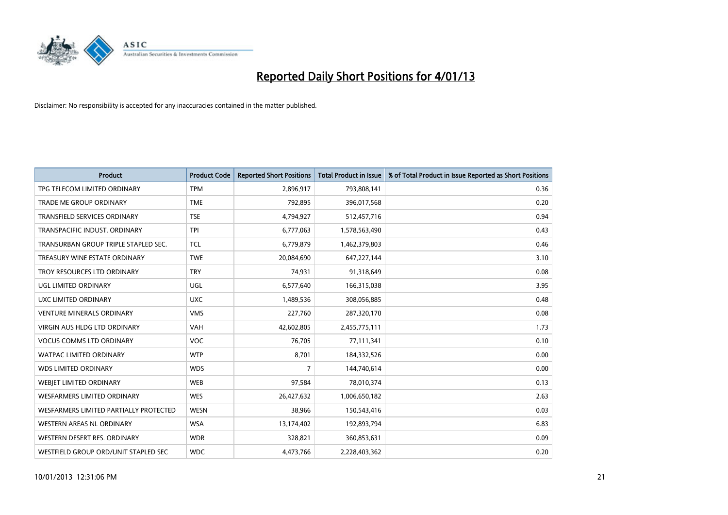# Reported Daily Short Positions for 4/01/13

Disclaimer: No responsibility is accepted for any inaccuracies contained in the matter published.

| Product | Product Code | Reported Short Positions | Total Product in Issue | % of Total Product in Issue Reported as Short Positions |
|---|---|---|---|---|
| TPG TELECOM LIMITED ORDINARY | TPM | 2,896,917 | 793,808,141 | 0.36 |
| TRADE ME GROUP ORDINARY | TME | 792,895 | 396,017,568 | 0.20 |
| TRANSFIELD SERVICES ORDINARY | TSE | 4,794,927 | 512,457,716 | 0.94 |
| TRANSPACIFIC INDUST. ORDINARY | TPI | 6,777,063 | 1,578,563,490 | 0.43 |
| TRANSURBAN GROUP TRIPLE STAPLED SEC. | TCL | 6,779,879 | 1,462,379,803 | 0.46 |
| TREASURY WINE ESTATE ORDINARY | TWE | 20,084,690 | 647,227,144 | 3.10 |
| TROY RESOURCES LTD ORDINARY | TRY | 74,931 | 91,318,649 | 0.08 |
| UGL LIMITED ORDINARY | UGL | 6,577,640 | 166,315,038 | 3.95 |
| UXC LIMITED ORDINARY | UXC | 1,489,536 | 308,056,885 | 0.48 |
| VENTURE MINERALS ORDINARY | VMS | 227,760 | 287,320,170 | 0.08 |
| VIRGIN AUS HLDG LTD ORDINARY | VAH | 42,602,805 | 2,455,775,111 | 1.73 |
| VOCUS COMMS LTD ORDINARY | VOC | 76,705 | 77,111,341 | 0.10 |
| WATPAC LIMITED ORDINARY | WTP | 8,701 | 184,332,526 | 0.00 |
| WDS LIMITED ORDINARY | WDS | 7 | 144,740,614 | 0.00 |
| WEBJET LIMITED ORDINARY | WEB | 97,584 | 78,010,374 | 0.13 |
| WESFARMERS LIMITED ORDINARY | WES | 26,427,632 | 1,006,650,182 | 2.63 |
| WESFARMERS LIMITED PARTIALLY PROTECTED | WESN | 38,966 | 150,543,416 | 0.03 |
| WESTERN AREAS NL ORDINARY | WSA | 13,174,402 | 192,893,794 | 6.83 |
| WESTERN DESERT RES. ORDINARY | WDR | 328,821 | 360,853,631 | 0.09 |
| WESTFIELD GROUP ORD/UNIT STAPLED SEC | WDC | 4,473,766 | 2,228,403,362 | 0.20 |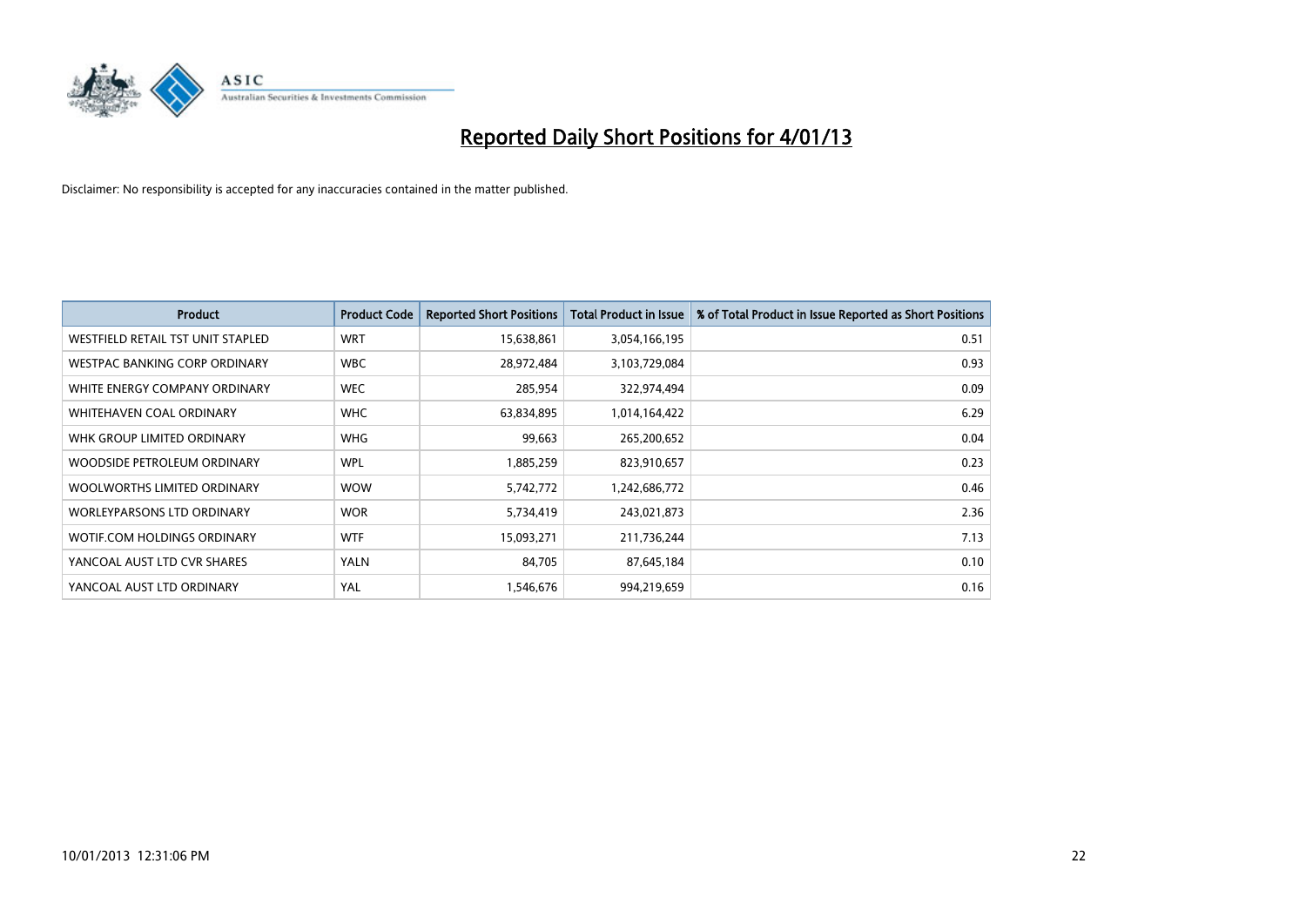# Reported Daily Short Positions for 4/01/13

Disclaimer: No responsibility is accepted for any inaccuracies contained in the matter published.

| Product | Product Code | Reported Short Positions | Total Product in Issue | % of Total Product in Issue Reported as Short Positions |
|---|---|---|---|---|
| WESTFIELD RETAIL TST UNIT STAPLED | WRT | 15,638,861 | 3,054,166,195 | 0.51 |
| WESTPAC BANKING CORP ORDINARY | WBC | 28,972,484 | 3,103,729,084 | 0.93 |
| WHITE ENERGY COMPANY ORDINARY | WEC | 285,954 | 322,974,494 | 0.09 |
| WHITEHAVEN COAL ORDINARY | WHC | 63,834,895 | 1,014,164,422 | 6.29 |
| WHK GROUP LIMITED ORDINARY | WHG | 99,663 | 265,200,652 | 0.04 |
| WOODSIDE PETROLEUM ORDINARY | WPL | 1,885,259 | 823,910,657 | 0.23 |
| WOOLWORTHS LIMITED ORDINARY | WOW | 5,742,772 | 1,242,686,772 | 0.46 |
| WORLEYPARSONS LTD ORDINARY | WOR | 5,734,419 | 243,021,873 | 2.36 |
| WOTIF.COM HOLDINGS ORDINARY | WTF | 15,093,271 | 211,736,244 | 7.13 |
| YANCOAL AUST LTD CVR SHARES | YALN | 84,705 | 87,645,184 | 0.10 |
| YANCOAL AUST LTD ORDINARY | YAL | 1,546,676 | 994,219,659 | 0.16 |

10/01/2013 12:31:06 PM